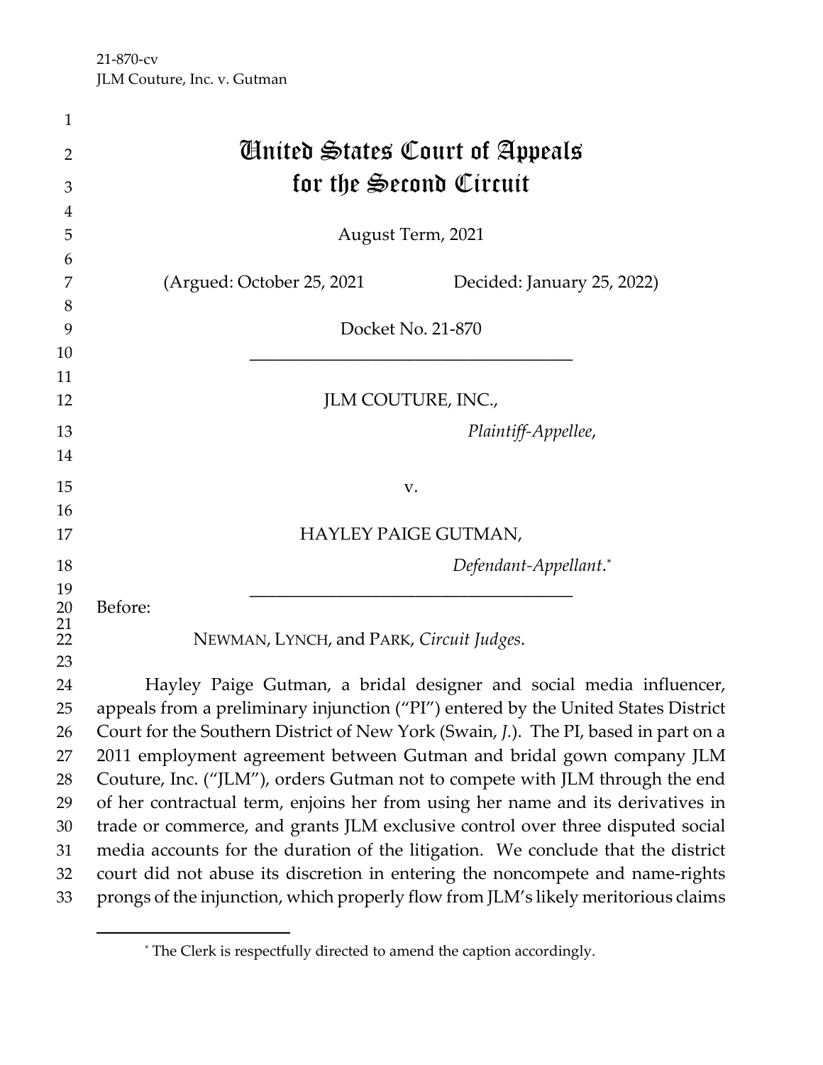21-870-cv
JLM Couture, Inc. v. Gutman

# United States Court of Appeals for the Second Circuit

August Term, 2021

(Argued: October 25, 2021 Decided: January 25, 2022)

Docket No. 21-870

---

JLM COUTURE, INC.,

*Plaintiff-Appellee*,

v.

HAYLEY PAIGE GUTMAN,

*Defendant-Appellant*.[*]

---

Before:

NEWMAN, LYNCH, and PARK, *Circuit Judges*.

Hayley Paige Gutman, a bridal designer and social media influencer, appeals from a preliminary injunction ("PI") entered by the United States District Court for the Southern District of New York (Swain, *J.*). The PI, based in part on a 2011 employment agreement between Gutman and bridal gown company JLM Couture, Inc. ("JLM"), orders Gutman not to compete with JLM through the end of her contractual term, enjoins her from using her name and its derivatives in trade or commerce, and grants JLM exclusive control over three disputed social media accounts for the duration of the litigation. We conclude that the district court did not abuse its discretion in entering the noncompete and name-rights prongs of the injunction, which properly flow from JLM's likely meritorious claims

[*] The Clerk is respectfully directed to amend the caption accordingly.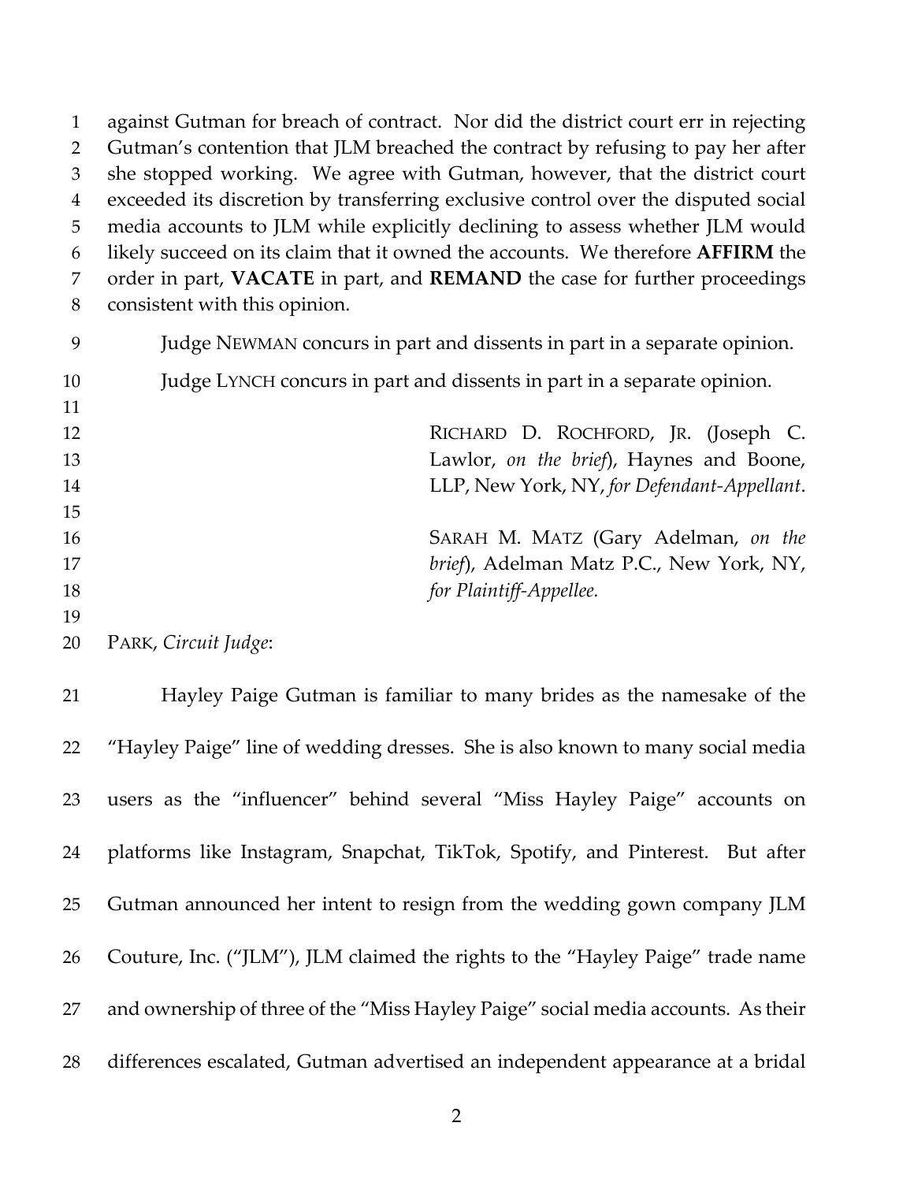against Gutman for breach of contract. Nor did the district court err in rejecting Gutman's contention that JLM breached the contract by refusing to pay her after she stopped working. We agree with Gutman, however, that the district court exceeded its discretion by transferring exclusive control over the disputed social media accounts to JLM while explicitly declining to assess whether JLM would likely succeed on its claim that it owned the accounts. We therefore **AFFIRM** the order in part, **VACATE** in part, and **REMAND** the case for further proceedings consistent with this opinion.

Judge NEWMAN concurs in part and dissents in part in a separate opinion.

Judge LYNCH concurs in part and dissents in part in a separate opinion.

RICHARD D. ROCHFORD, JR. (Joseph C. Lawlor, *on the brief*), Haynes and Boone, LLP, New York, NY, *for Defendant-Appellant*.

SARAH M. MATZ (Gary Adelman, *on the brief*), Adelman Matz P.C., New York, NY, *for Plaintiff-Appellee.*

PARK, *Circuit Judge*:

Hayley Paige Gutman is familiar to many brides as the namesake of the "Hayley Paige" line of wedding dresses. She is also known to many social media users as the "influencer" behind several "Miss Hayley Paige" accounts on platforms like Instagram, Snapchat, TikTok, Spotify, and Pinterest. But after Gutman announced her intent to resign from the wedding gown company JLM Couture, Inc. ("JLM"), JLM claimed the rights to the "Hayley Paige" trade name and ownership of three of the "Miss Hayley Paige" social media accounts. As their differences escalated, Gutman advertised an independent appearance at a bridal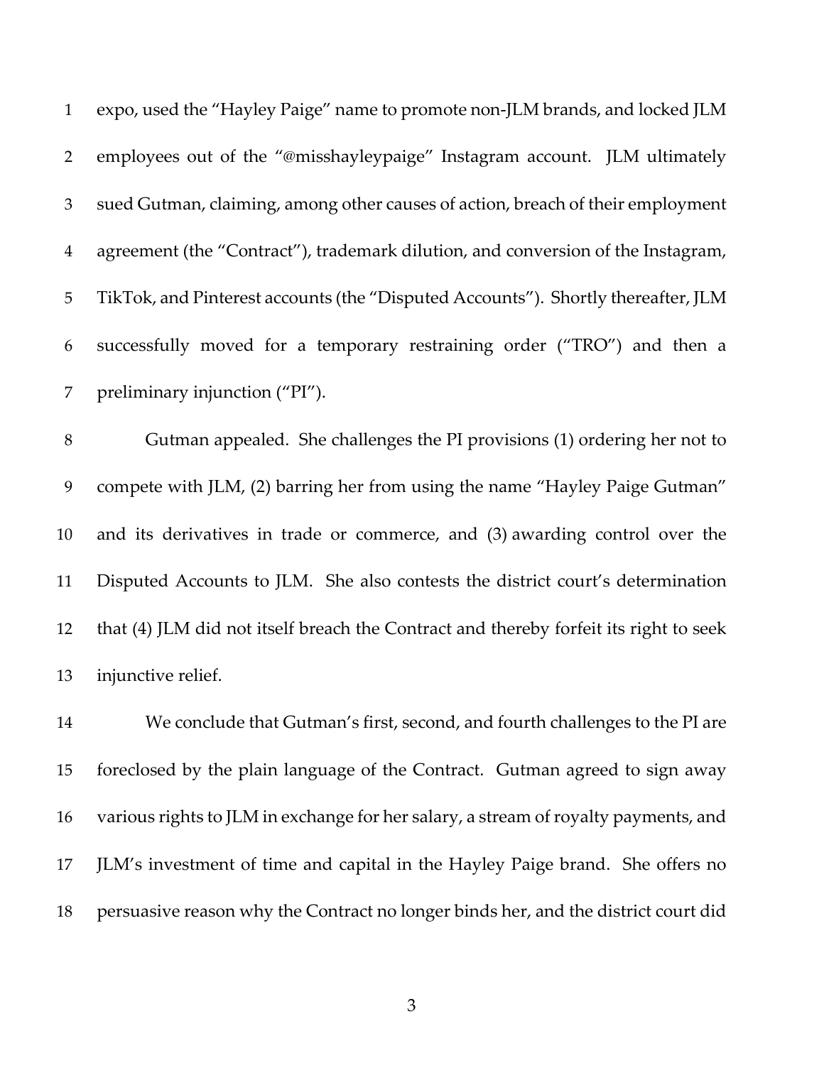expo, used the "Hayley Paige" name to promote non-JLM brands, and locked JLM employees out of the "@misshayleypaige" Instagram account. JLM ultimately sued Gutman, claiming, among other causes of action, breach of their employment agreement (the "Contract"), trademark dilution, and conversion of the Instagram, TikTok, and Pinterest accounts (the "Disputed Accounts"). Shortly thereafter, JLM successfully moved for a temporary restraining order ("TRO") and then a preliminary injunction ("PI").

Gutman appealed. She challenges the PI provisions (1) ordering her not to compete with JLM, (2) barring her from using the name "Hayley Paige Gutman" and its derivatives in trade or commerce, and (3) awarding control over the Disputed Accounts to JLM. She also contests the district court's determination that (4) JLM did not itself breach the Contract and thereby forfeit its right to seek injunctive relief.

We conclude that Gutman's first, second, and fourth challenges to the PI are foreclosed by the plain language of the Contract. Gutman agreed to sign away various rights to JLM in exchange for her salary, a stream of royalty payments, and JLM's investment of time and capital in the Hayley Paige brand. She offers no persuasive reason why the Contract no longer binds her, and the district court did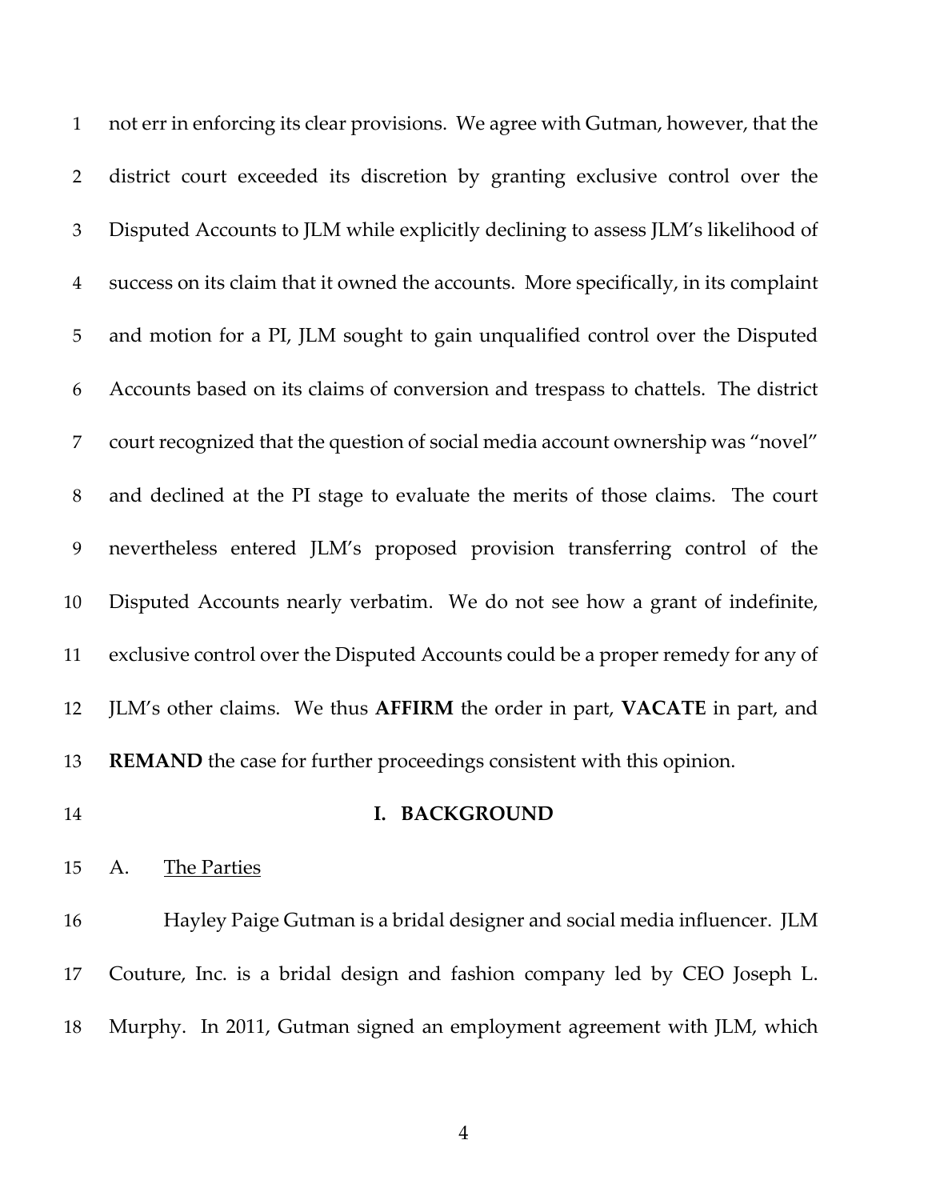not err in enforcing its clear provisions. We agree with Gutman, however, that the district court exceeded its discretion by granting exclusive control over the Disputed Accounts to JLM while explicitly declining to assess JLM's likelihood of success on its claim that it owned the accounts. More specifically, in its complaint and motion for a PI, JLM sought to gain unqualified control over the Disputed Accounts based on its claims of conversion and trespass to chattels. The district court recognized that the question of social media account ownership was "novel" and declined at the PI stage to evaluate the merits of those claims. The court nevertheless entered JLM's proposed provision transferring control of the Disputed Accounts nearly verbatim. We do not see how a grant of indefinite, exclusive control over the Disputed Accounts could be a proper remedy for any of JLM's other claims. We thus **AFFIRM** the order in part, **VACATE** in part, and **REMAND** the case for further proceedings consistent with this opinion.

## I. BACKGROUND

### A. The Parties

Hayley Paige Gutman is a bridal designer and social media influencer. JLM Couture, Inc. is a bridal design and fashion company led by CEO Joseph L. Murphy. In 2011, Gutman signed an employment agreement with JLM, which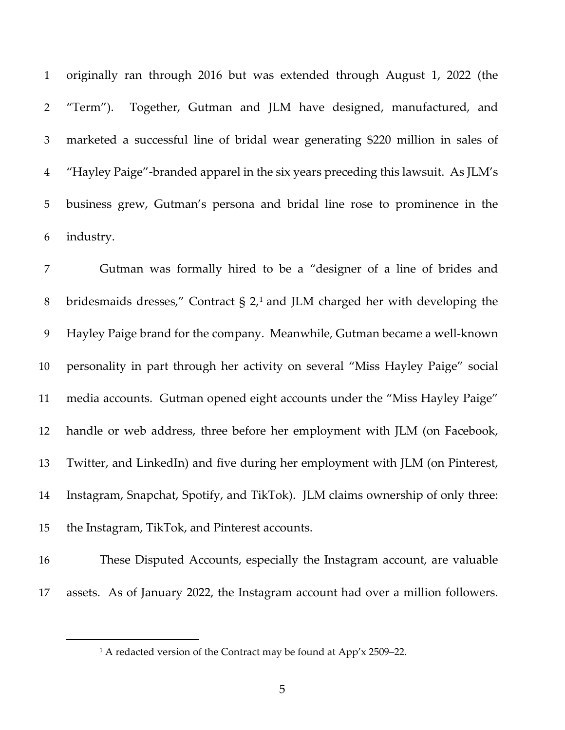originally ran through 2016 but was extended through August 1, 2022 (the "Term"). Together, Gutman and JLM have designed, manufactured, and marketed a successful line of bridal wear generating $220 million in sales of "Hayley Paige"-branded apparel in the six years preceding this lawsuit. As JLM's business grew, Gutman's persona and bridal line rose to prominence in the industry.

Gutman was formally hired to be a "designer of a line of brides and bridesmaids dresses," Contract § 2,[1] and JLM charged her with developing the Hayley Paige brand for the company. Meanwhile, Gutman became a well-known personality in part through her activity on several "Miss Hayley Paige" social media accounts. Gutman opened eight accounts under the "Miss Hayley Paige" handle or web address, three before her employment with JLM (on Facebook, Twitter, and LinkedIn) and five during her employment with JLM (on Pinterest, Instagram, Snapchat, Spotify, and TikTok). JLM claims ownership of only three: the Instagram, TikTok, and Pinterest accounts.

These Disputed Accounts, especially the Instagram account, are valuable assets. As of January 2022, the Instagram account had over a million followers.

---

[1] A redacted version of the Contract may be found at App'x 2509–22.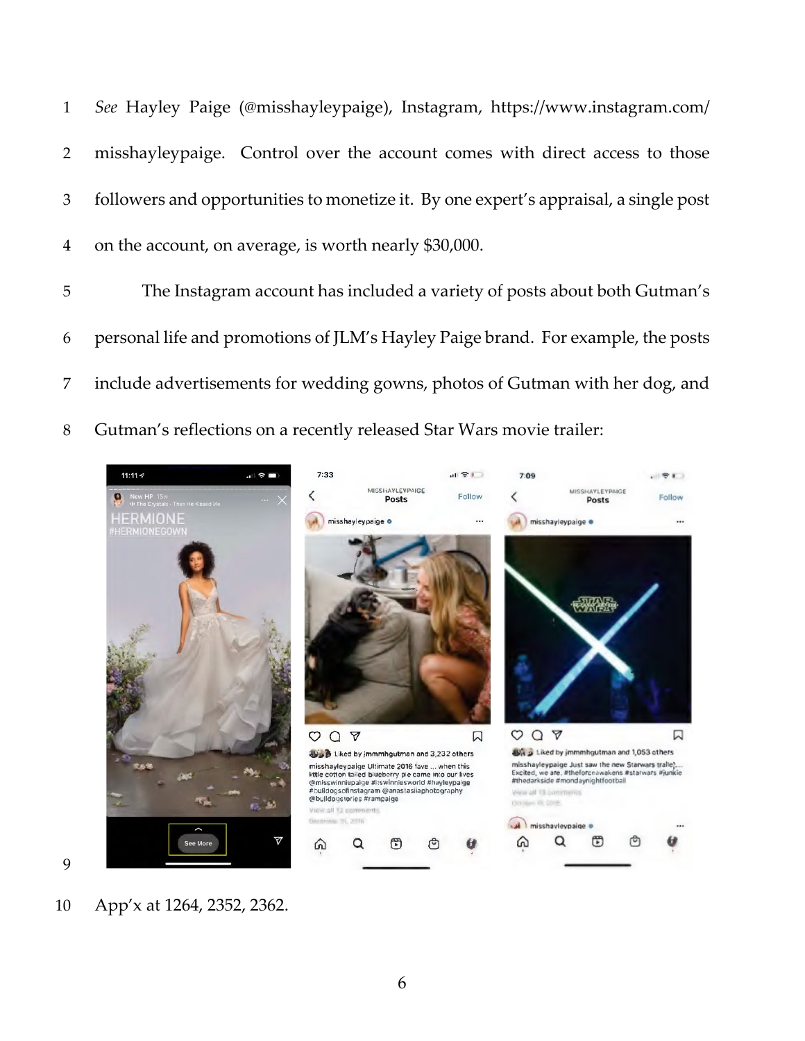*See* Hayley Paige (@misshayleypaige), Instagram, https://www.instagram.com/misshayleypaige. Control over the account comes with direct access to those followers and opportunities to monetize it. By one expert's appraisal, a single post on the account, on average, is worth nearly $30,000.

The Instagram account has included a variety of posts about both Gutman's personal life and promotions of JLM's Hayley Paige brand. For example, the posts include advertisements for wedding gowns, photos of Gutman with her dog, and Gutman's reflections on a recently released Star Wars movie trailer:

App'x at 1264, 2352, 2362.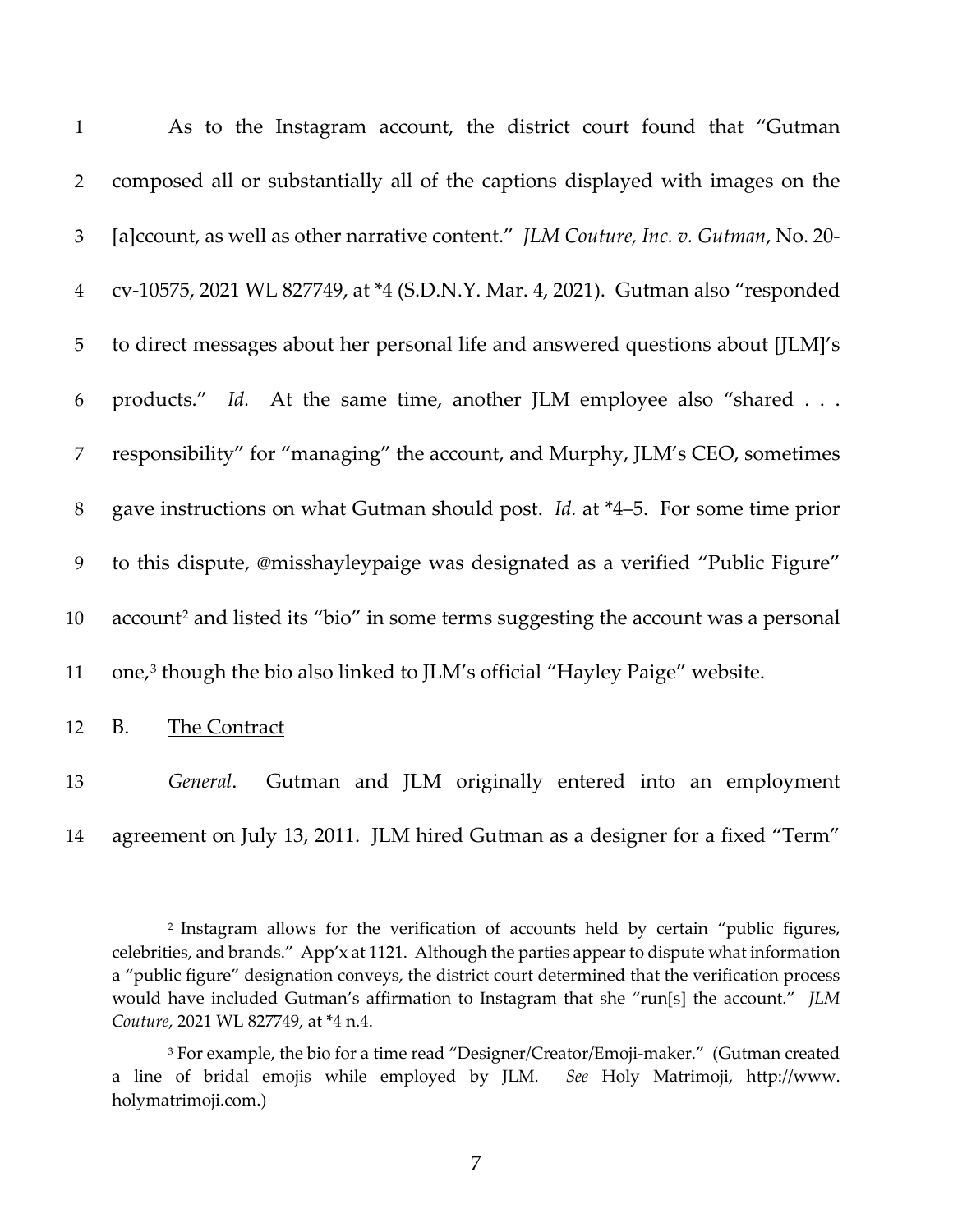As to the Instagram account, the district court found that "Gutman composed all or substantially all of the captions displayed with images on the [a]ccount, as well as other narrative content." *JLM Couture, Inc. v. Gutman*, No. 20-cv-10575, 2021 WL 827749, at *4 (S.D.N.Y. Mar. 4, 2021). Gutman also "responded to direct messages about her personal life and answered questions about [JLM]'s products." *Id.* At the same time, another JLM employee also "shared . . . responsibility" for "managing" the account, and Murphy, JLM's CEO, sometimes gave instructions on what Gutman should post. *Id.* at *4–5. For some time prior to this dispute, @misshayleypaige was designated as a verified "Public Figure" account[2] and listed its "bio" in some terms suggesting the account was a personal one,[3] though the bio also linked to JLM's official "Hayley Paige" website.

B. The Contract

*General*. Gutman and JLM originally entered into an employment agreement on July 13, 2011. JLM hired Gutman as a designer for a fixed "Term"

---

[2] Instagram allows for the verification of accounts held by certain "public figures, celebrities, and brands." App'x at 1121. Although the parties appear to dispute what information a "public figure" designation conveys, the district court determined that the verification process would have included Gutman's affirmation to Instagram that she "run[s] the account." *JLM Couture*, 2021 WL 827749, at *4 n.4.

[3] For example, the bio for a time read "Designer/Creator/Emoji-maker." (Gutman created a line of bridal emojis while employed by JLM. *See* Holy Matrimoji, http://www.holymatrimoji.com.)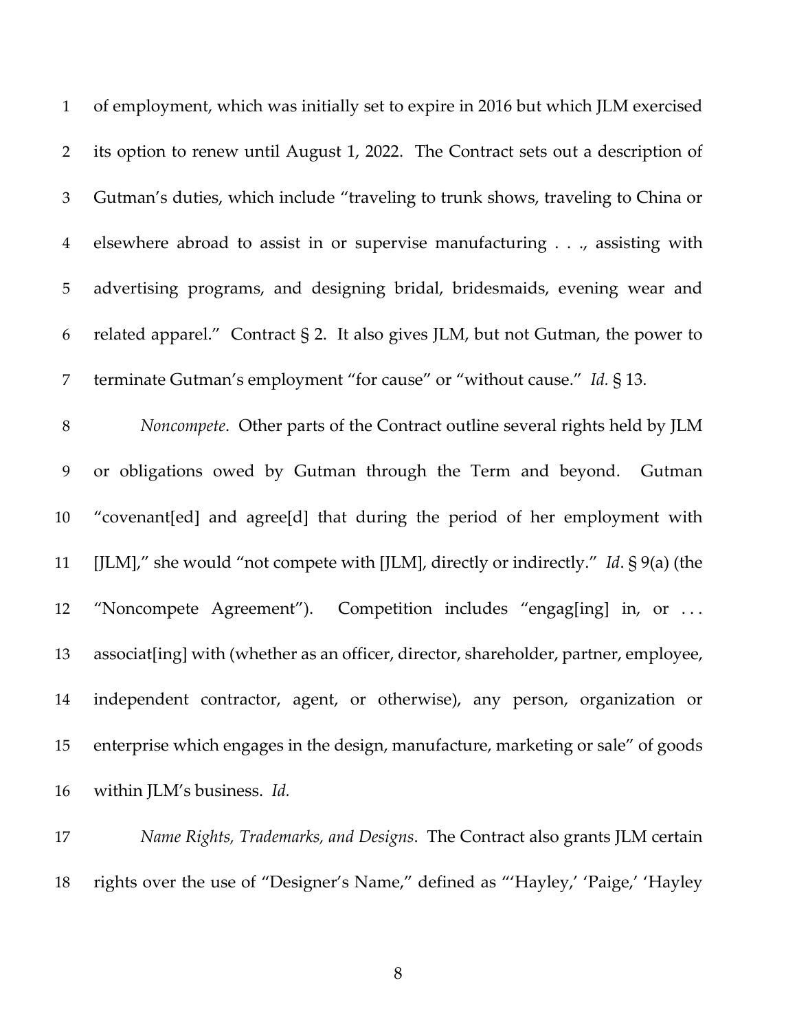of employment, which was initially set to expire in 2016 but which JLM exercised its option to renew until August 1, 2022. The Contract sets out a description of Gutman's duties, which include "traveling to trunk shows, traveling to China or elsewhere abroad to assist in or supervise manufacturing . . ., assisting with advertising programs, and designing bridal, bridesmaids, evening wear and related apparel." Contract § 2. It also gives JLM, but not Gutman, the power to terminate Gutman's employment "for cause" or "without cause." *Id.* § 13.

*Noncompete*. Other parts of the Contract outline several rights held by JLM or obligations owed by Gutman through the Term and beyond. Gutman "covenant[ed] and agree[d] that during the period of her employment with [JLM]," she would "not compete with [JLM], directly or indirectly." *Id*. § 9(a) (the "Noncompete Agreement"). Competition includes "engag[ing] in, or . . . associat[ing] with (whether as an officer, director, shareholder, partner, employee, independent contractor, agent, or otherwise), any person, organization or enterprise which engages in the design, manufacture, marketing or sale" of goods within JLM's business. *Id.*

*Name Rights, Trademarks, and Designs*. The Contract also grants JLM certain rights over the use of "Designer's Name," defined as "'Hayley,' 'Paige,' 'Hayley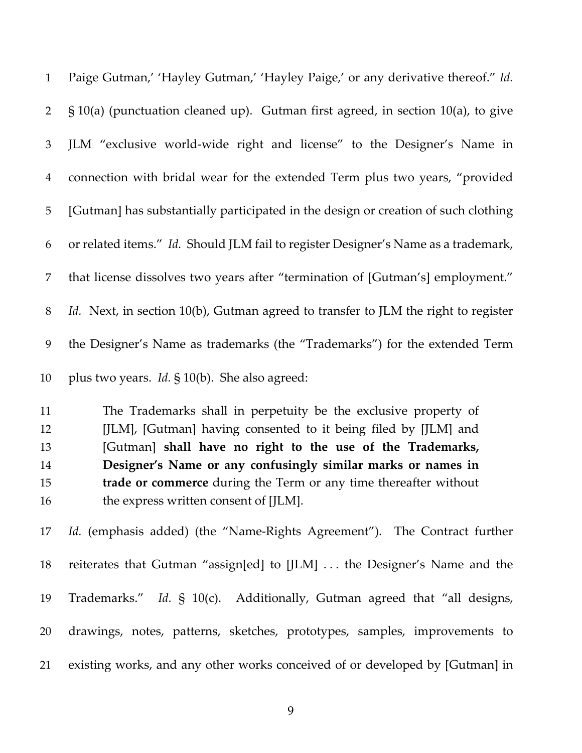Paige Gutman,' 'Hayley Gutman,' 'Hayley Paige,' or any derivative thereof." *Id.* § 10(a) (punctuation cleaned up). Gutman first agreed, in section 10(a), to give JLM "exclusive world-wide right and license" to the Designer's Name in connection with bridal wear for the extended Term plus two years, "provided [Gutman] has substantially participated in the design or creation of such clothing or related items." *Id.* Should JLM fail to register Designer's Name as a trademark, that license dissolves two years after "termination of [Gutman's] employment." *Id.* Next, in section 10(b), Gutman agreed to transfer to JLM the right to register the Designer's Name as trademarks (the "Trademarks") for the extended Term plus two years. *Id.* § 10(b). She also agreed:

> The Trademarks shall in perpetuity be the exclusive property of [JLM], [Gutman] having consented to it being filed by [JLM] and [Gutman] **shall have no right to the use of the Trademarks, Designer's Name or any confusingly similar marks or names in trade or commerce** during the Term or any time thereafter without the express written consent of [JLM].

*Id.* (emphasis added) (the "Name-Rights Agreement"). The Contract further reiterates that Gutman "assign[ed] to [JLM] . . . the Designer's Name and the Trademarks." *Id.* § 10(c). Additionally, Gutman agreed that "all designs, drawings, notes, patterns, sketches, prototypes, samples, improvements to existing works, and any other works conceived of or developed by [Gutman] in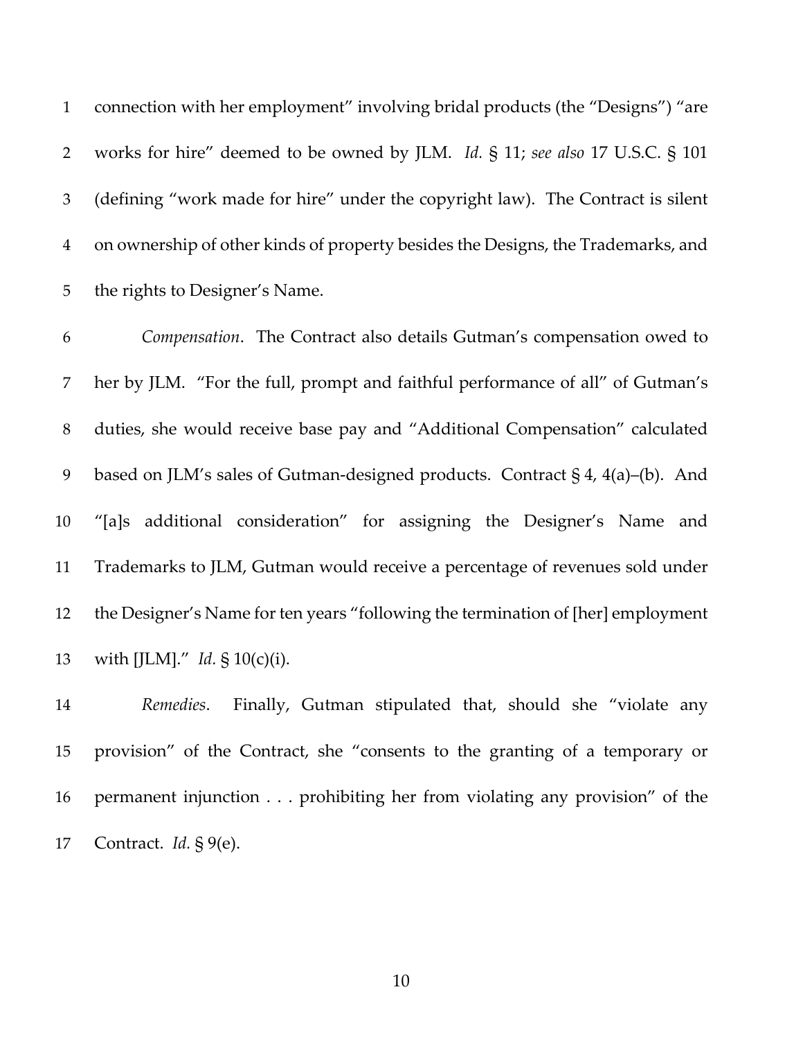connection with her employment" involving bridal products (the "Designs") "are works for hire" deemed to be owned by JLM. *Id.* § 11; *see also* 17 U.S.C. § 101 (defining "work made for hire" under the copyright law). The Contract is silent on ownership of other kinds of property besides the Designs, the Trademarks, and the rights to Designer's Name.

*Compensation*. The Contract also details Gutman's compensation owed to her by JLM. "For the full, prompt and faithful performance of all" of Gutman's duties, she would receive base pay and "Additional Compensation" calculated based on JLM's sales of Gutman-designed products. Contract § 4, 4(a)–(b). And "[a]s additional consideration" for assigning the Designer's Name and Trademarks to JLM, Gutman would receive a percentage of revenues sold under the Designer's Name for ten years "following the termination of [her] employment with [JLM]." *Id.* § 10(c)(i).

*Remedies*. Finally, Gutman stipulated that, should she "violate any provision" of the Contract, she "consents to the granting of a temporary or permanent injunction . . . prohibiting her from violating any provision" of the Contract. *Id.* § 9(e).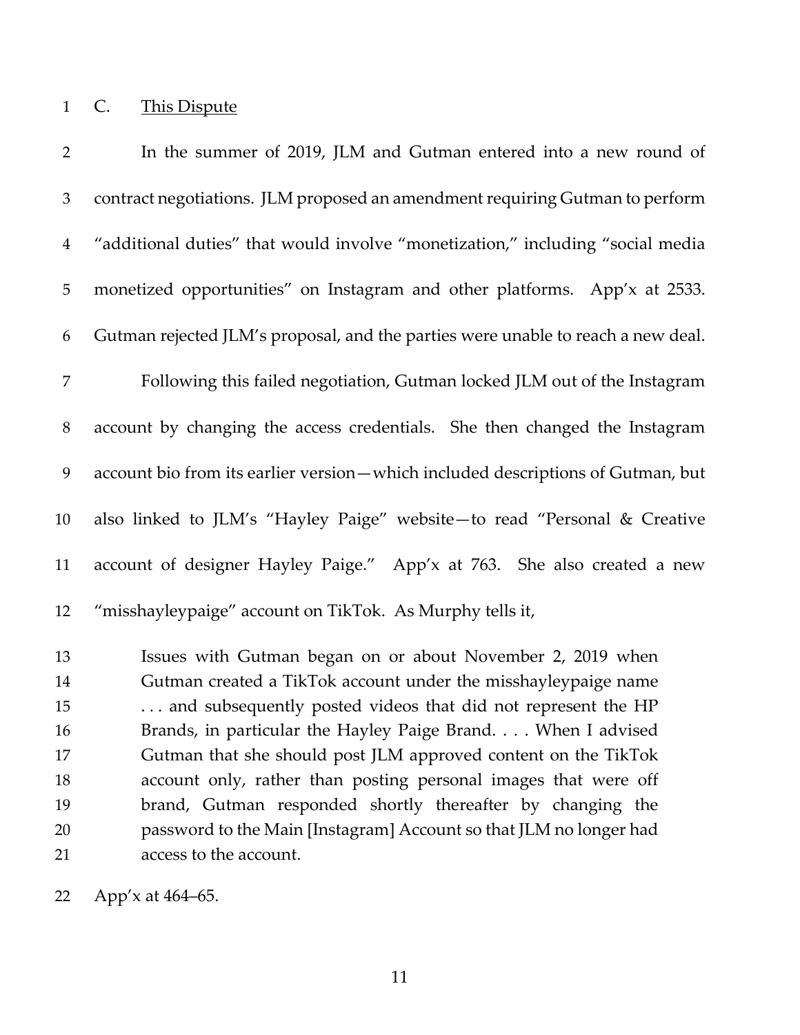### C. This Dispute

In the summer of 2019, JLM and Gutman entered into a new round of contract negotiations. JLM proposed an amendment requiring Gutman to perform "additional duties" that would involve "monetization," including "social media monetized opportunities" on Instagram and other platforms. App'x at 2533. Gutman rejected JLM's proposal, and the parties were unable to reach a new deal.

Following this failed negotiation, Gutman locked JLM out of the Instagram account by changing the access credentials. She then changed the Instagram account bio from its earlier version—which included descriptions of Gutman, but also linked to JLM's "Hayley Paige" website—to read "Personal & Creative account of designer Hayley Paige." App'x at 763. She also created a new "misshayleypaige" account on TikTok. As Murphy tells it,

> Issues with Gutman began on or about November 2, 2019 when Gutman created a TikTok account under the misshayleypaige name . . . and subsequently posted videos that did not represent the HP Brands, in particular the Hayley Paige Brand. . . . When I advised Gutman that she should post JLM approved content on the TikTok account only, rather than posting personal images that were off brand, Gutman responded shortly thereafter by changing the password to the Main [Instagram] Account so that JLM no longer had access to the account.

App'x at 464–65.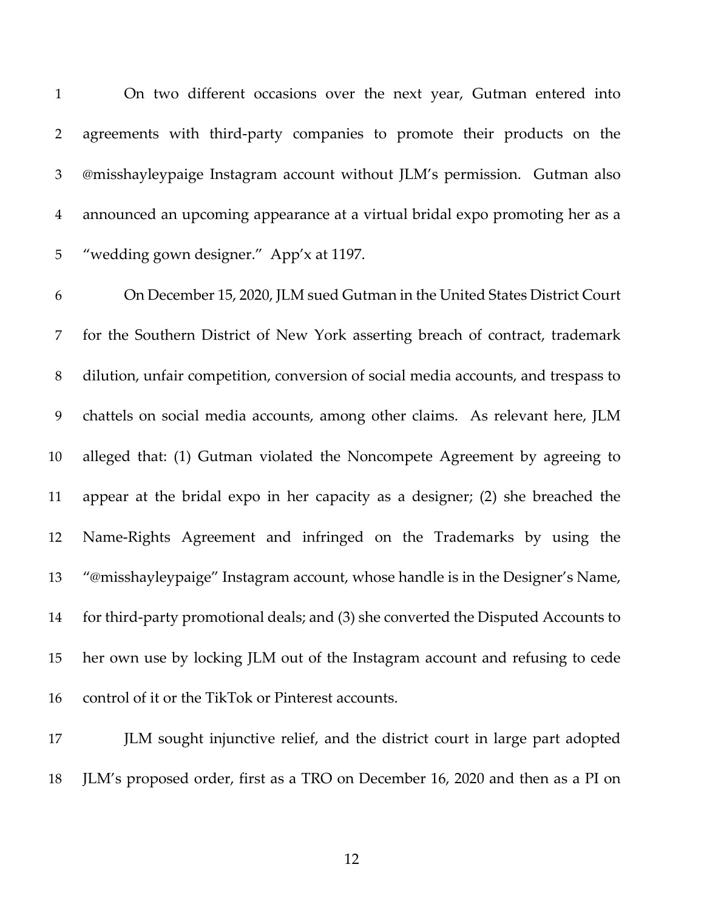On two different occasions over the next year, Gutman entered into agreements with third-party companies to promote their products on the @misshayleypaige Instagram account without JLM's permission. Gutman also announced an upcoming appearance at a virtual bridal expo promoting her as a "wedding gown designer." App'x at 1197.

On December 15, 2020, JLM sued Gutman in the United States District Court for the Southern District of New York asserting breach of contract, trademark dilution, unfair competition, conversion of social media accounts, and trespass to chattels on social media accounts, among other claims. As relevant here, JLM alleged that: (1) Gutman violated the Noncompete Agreement by agreeing to appear at the bridal expo in her capacity as a designer; (2) she breached the Name-Rights Agreement and infringed on the Trademarks by using the "@misshayleypaige" Instagram account, whose handle is in the Designer's Name, for third-party promotional deals; and (3) she converted the Disputed Accounts to her own use by locking JLM out of the Instagram account and refusing to cede control of it or the TikTok or Pinterest accounts.

JLM sought injunctive relief, and the district court in large part adopted JLM's proposed order, first as a TRO on December 16, 2020 and then as a PI on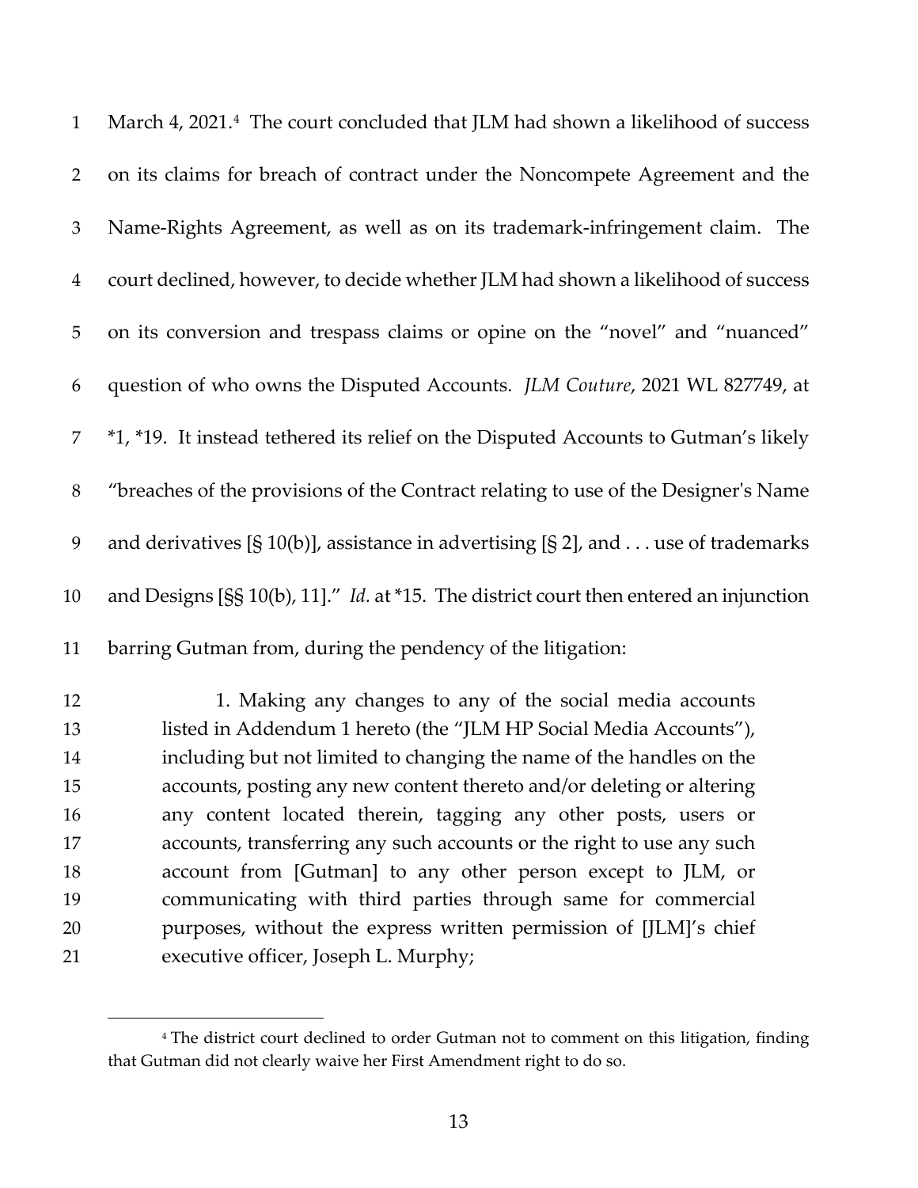March 4, 2021.[4] The court concluded that JLM had shown a likelihood of success on its claims for breach of contract under the Noncompete Agreement and the Name-Rights Agreement, as well as on its trademark-infringement claim. The court declined, however, to decide whether JLM had shown a likelihood of success on its conversion and trespass claims or opine on the "novel" and "nuanced" question of who owns the Disputed Accounts. *JLM Couture*, 2021 WL 827749, at *1, *19. It instead tethered its relief on the Disputed Accounts to Gutman's likely "breaches of the provisions of the Contract relating to use of the Designer's Name and derivatives [§ 10(b)], assistance in advertising [§ 2], and . . . use of trademarks and Designs [§§ 10(b), 11]." *Id*. at *15. The district court then entered an injunction barring Gutman from, during the pendency of the litigation:

> 1. Making any changes to any of the social media accounts listed in Addendum 1 hereto (the "JLM HP Social Media Accounts"), including but not limited to changing the name of the handles on the accounts, posting any new content thereto and/or deleting or altering any content located therein, tagging any other posts, users or accounts, transferring any such accounts or the right to use any such account from [Gutman] to any other person except to JLM, or communicating with third parties through same for commercial purposes, without the express written permission of [JLM]'s chief executive officer, Joseph L. Murphy;

[4] The district court declined to order Gutman not to comment on this litigation, finding that Gutman did not clearly waive her First Amendment right to do so.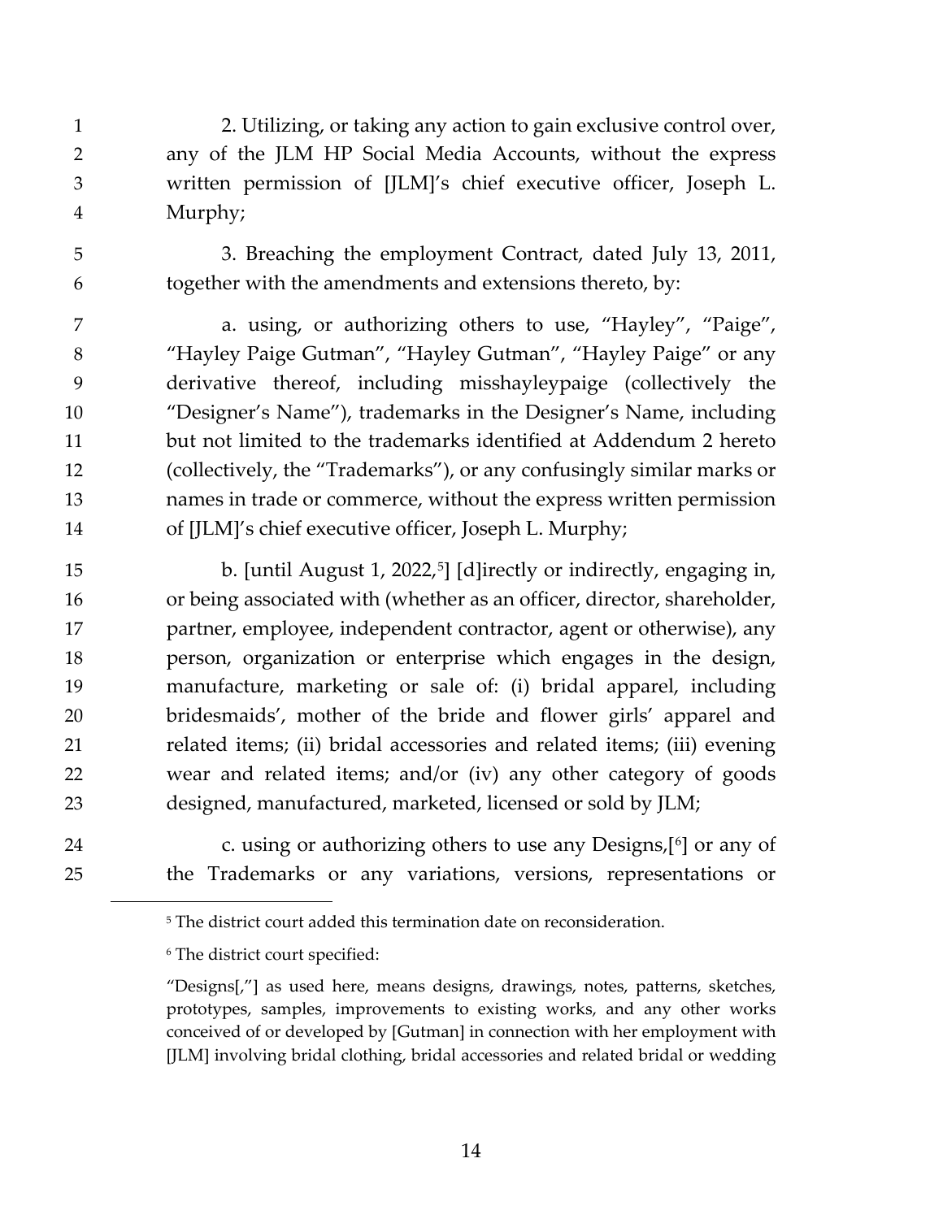2. Utilizing, or taking any action to gain exclusive control over, any of the JLM HP Social Media Accounts, without the express written permission of [JLM]'s chief executive officer, Joseph L. Murphy;

3. Breaching the employment Contract, dated July 13, 2011, together with the amendments and extensions thereto, by:

a. using, or authorizing others to use, "Hayley", "Paige", "Hayley Paige Gutman", "Hayley Gutman", "Hayley Paige" or any derivative thereof, including misshayleypaige (collectively the "Designer's Name"), trademarks in the Designer's Name, including but not limited to the trademarks identified at Addendum 2 hereto (collectively, the "Trademarks"), or any confusingly similar marks or names in trade or commerce, without the express written permission of [JLM]'s chief executive officer, Joseph L. Murphy;

b. [until August 1, 2022,[5]] [d]irectly or indirectly, engaging in, or being associated with (whether as an officer, director, shareholder, partner, employee, independent contractor, agent or otherwise), any person, organization or enterprise which engages in the design, manufacture, marketing or sale of: (i) bridal apparel, including bridesmaids', mother of the bride and flower girls' apparel and related items; (ii) bridal accessories and related items; (iii) evening wear and related items; and/or (iv) any other category of goods designed, manufactured, marketed, licensed or sold by JLM;

c. using or authorizing others to use any Designs,[[6]] or any of the Trademarks or any variations, versions, representations or

---

[5] The district court added this termination date on reconsideration.

[6] The district court specified:

"Designs[,"] as used here, means designs, drawings, notes, patterns, sketches, prototypes, samples, improvements to existing works, and any other works conceived of or developed by [Gutman] in connection with her employment with [JLM] involving bridal clothing, bridal accessories and related bridal or wedding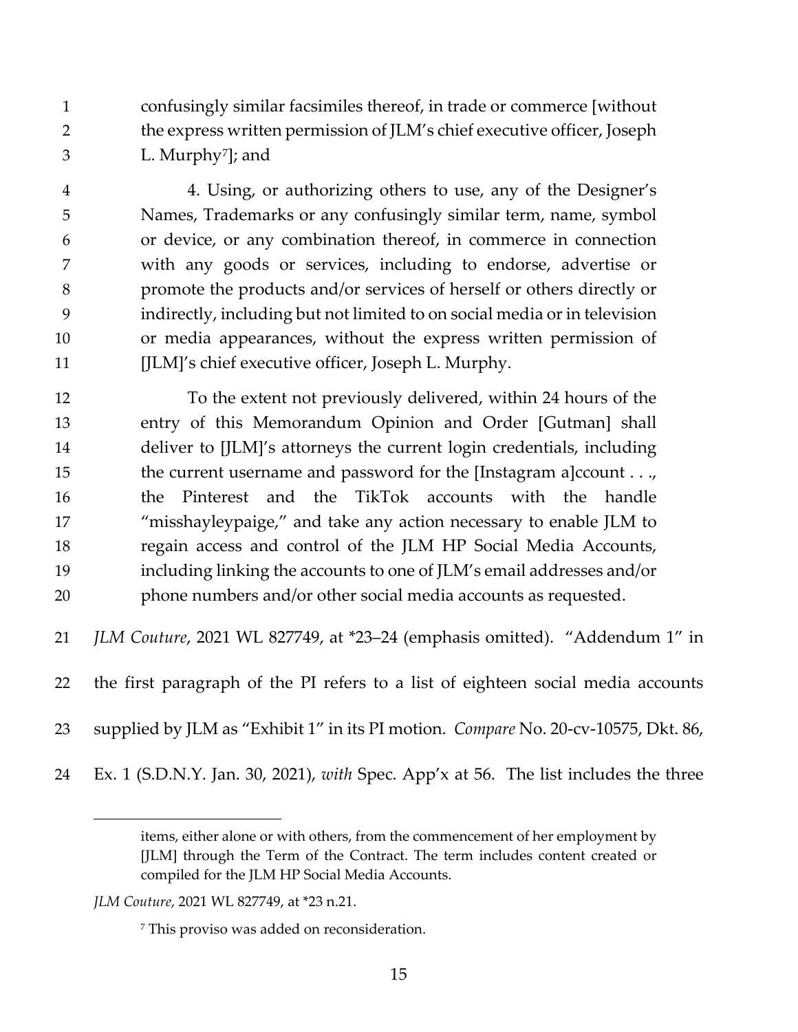> confusingly similar facsimiles thereof, in trade or commerce [without the express written permission of JLM's chief executive officer, Joseph L. Murphy[7]]; and
>
> 4. Using, or authorizing others to use, any of the Designer's Names, Trademarks or any confusingly similar term, name, symbol or device, or any combination thereof, in commerce in connection with any goods or services, including to endorse, advertise or promote the products and/or services of herself or others directly or indirectly, including but not limited to on social media or in television or media appearances, without the express written permission of [JLM]'s chief executive officer, Joseph L. Murphy.
>
> To the extent not previously delivered, within 24 hours of the entry of this Memorandum Opinion and Order [Gutman] shall deliver to [JLM]'s attorneys the current login credentials, including the current username and password for the [Instagram a]ccount . . ., the Pinterest and the TikTok accounts with the handle "misshayleypaige," and take any action necessary to enable JLM to regain access and control of the JLM HP Social Media Accounts, including linking the accounts to one of JLM's email addresses and/or phone numbers and/or other social media accounts as requested.

*JLM Couture*, 2021 WL 827749, at *23–24 (emphasis omitted). "Addendum 1" in the first paragraph of the PI refers to a list of eighteen social media accounts supplied by JLM as "Exhibit 1" in its PI motion. *Compare* No. 20-cv-10575, Dkt. 86, Ex. 1 (S.D.N.Y. Jan. 30, 2021), *with* Spec. App'x at 56. The list includes the three

---

> items, either alone or with others, from the commencement of her employment by [JLM] through the Term of the Contract. The term includes content created or compiled for the JLM HP Social Media Accounts.

*JLM Couture*, 2021 WL 827749, at *23 n.21.

[7] This proviso was added on reconsideration.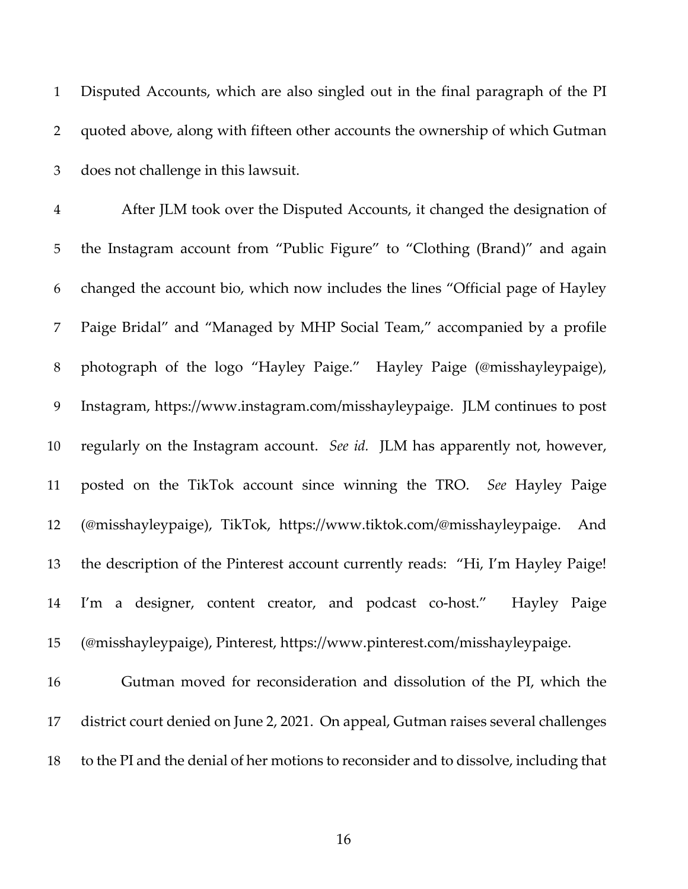Disputed Accounts, which are also singled out in the final paragraph of the PI quoted above, along with fifteen other accounts the ownership of which Gutman does not challenge in this lawsuit.

After JLM took over the Disputed Accounts, it changed the designation of the Instagram account from "Public Figure" to "Clothing (Brand)" and again changed the account bio, which now includes the lines "Official page of Hayley Paige Bridal" and "Managed by MHP Social Team," accompanied by a profile photograph of the logo "Hayley Paige." Hayley Paige (@misshayleypaige), Instagram, https://www.instagram.com/misshayleypaige. JLM continues to post regularly on the Instagram account. *See id.* JLM has apparently not, however, posted on the TikTok account since winning the TRO. *See* Hayley Paige (@misshayleypaige), TikTok, https://www.tiktok.com/@misshayleypaige. And the description of the Pinterest account currently reads: "Hi, I'm Hayley Paige! I'm a designer, content creator, and podcast co-host." Hayley Paige (@misshayleypaige), Pinterest, https://www.pinterest.com/misshayleypaige.

Gutman moved for reconsideration and dissolution of the PI, which the district court denied on June 2, 2021. On appeal, Gutman raises several challenges to the PI and the denial of her motions to reconsider and to dissolve, including that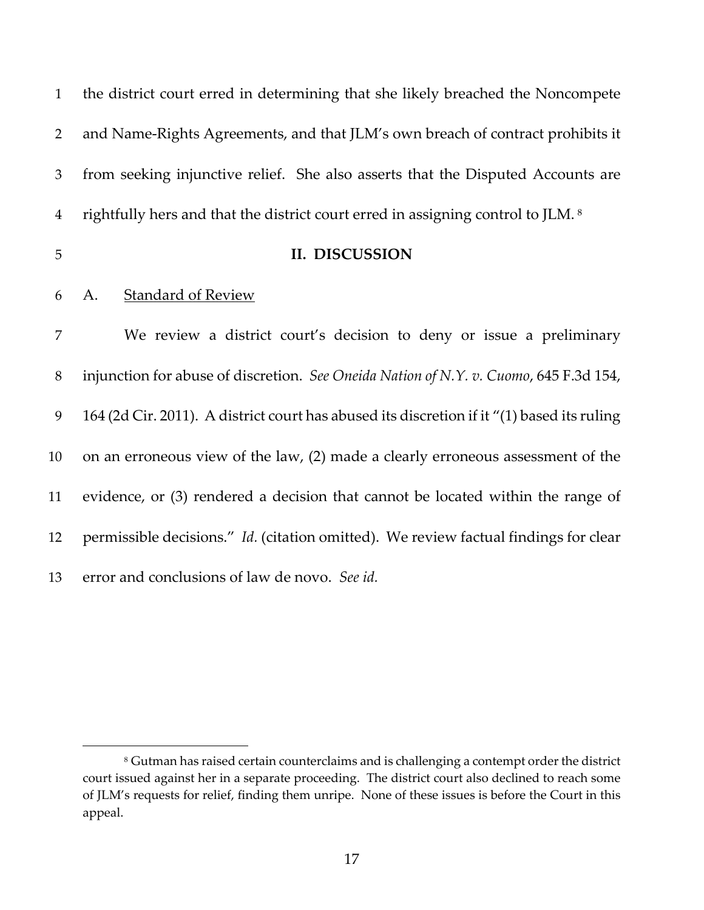the district court erred in determining that she likely breached the Noncompete and Name-Rights Agreements, and that JLM's own breach of contract prohibits it from seeking injunctive relief. She also asserts that the Disputed Accounts are rightfully hers and that the district court erred in assigning control to JLM.[8]

## II. DISCUSSION

### A. Standard of Review

We review a district court's decision to deny or issue a preliminary injunction for abuse of discretion. *See Oneida Nation of N.Y. v. Cuomo*, 645 F.3d 154, 164 (2d Cir. 2011). A district court has abused its discretion if it "(1) based its ruling on an erroneous view of the law, (2) made a clearly erroneous assessment of the evidence, or (3) rendered a decision that cannot be located within the range of permissible decisions." *Id.* (citation omitted). We review factual findings for clear error and conclusions of law de novo. *See id.*

---

[8] Gutman has raised certain counterclaims and is challenging a contempt order the district court issued against her in a separate proceeding. The district court also declined to reach some of JLM's requests for relief, finding them unripe. None of these issues is before the Court in this appeal.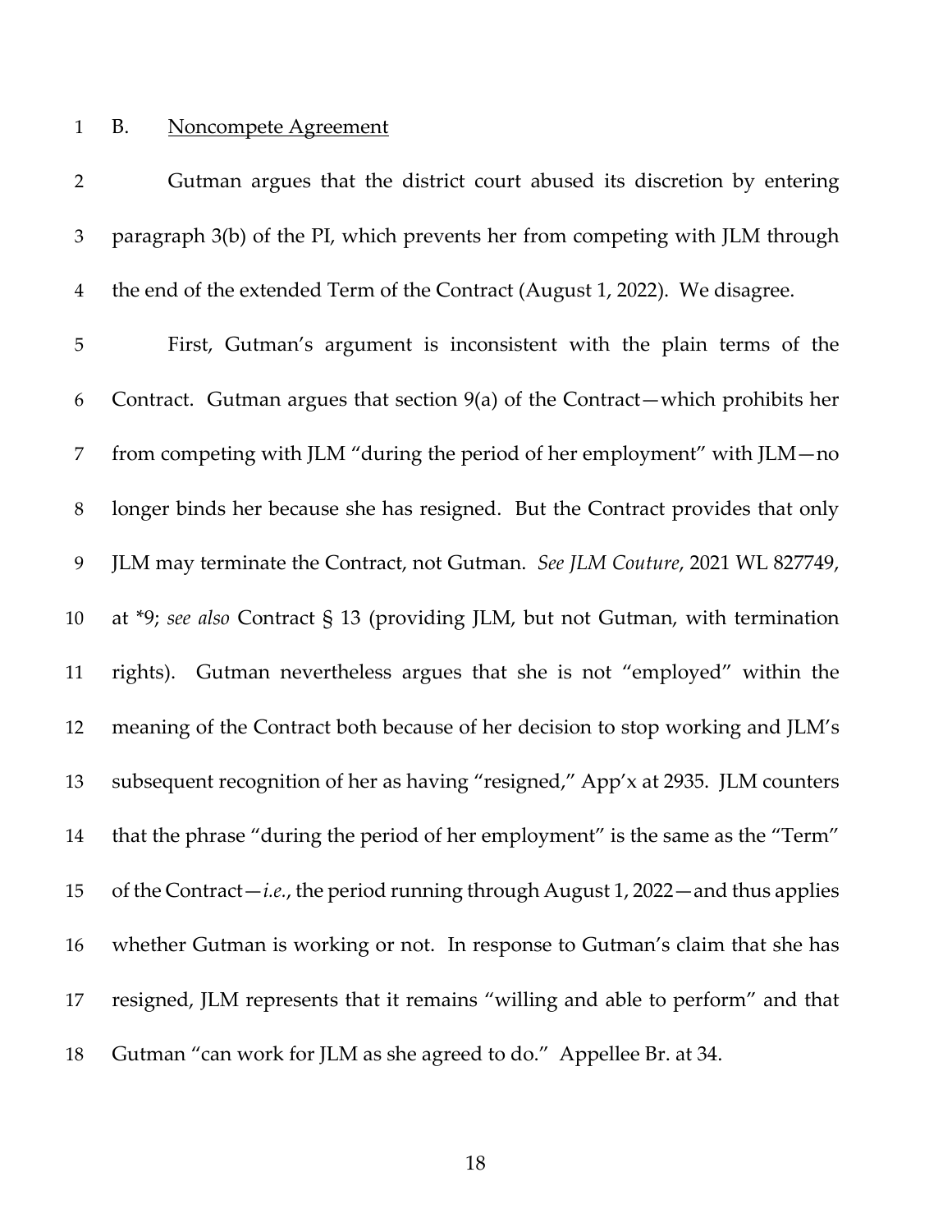## B. Noncompete Agreement

Gutman argues that the district court abused its discretion by entering paragraph 3(b) of the PI, which prevents her from competing with JLM through the end of the extended Term of the Contract (August 1, 2022). We disagree.

First, Gutman's argument is inconsistent with the plain terms of the Contract. Gutman argues that section 9(a) of the Contract—which prohibits her from competing with JLM "during the period of her employment" with JLM—no longer binds her because she has resigned. But the Contract provides that only JLM may terminate the Contract, not Gutman. *See JLM Couture*, 2021 WL 827749, at *9; *see also* Contract § 13 (providing JLM, but not Gutman, with termination rights). Gutman nevertheless argues that she is not "employed" within the meaning of the Contract both because of her decision to stop working and JLM's subsequent recognition of her as having "resigned," App'x at 2935. JLM counters that the phrase "during the period of her employment" is the same as the "Term" of the Contract—*i.e.*, the period running through August 1, 2022—and thus applies whether Gutman is working or not. In response to Gutman's claim that she has resigned, JLM represents that it remains "willing and able to perform" and that Gutman "can work for JLM as she agreed to do." Appellee Br. at 34.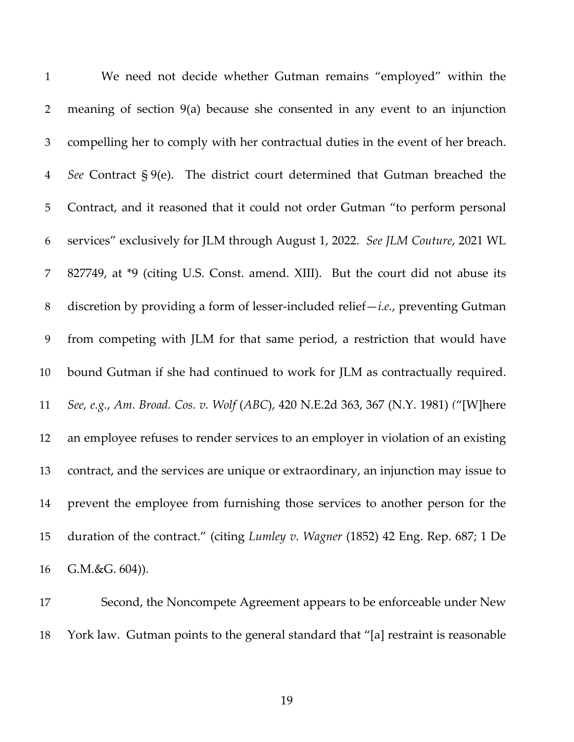We need not decide whether Gutman remains "employed" within the meaning of section 9(a) because she consented in any event to an injunction compelling her to comply with her contractual duties in the event of her breach. *See* Contract § 9(e). The district court determined that Gutman breached the Contract, and it reasoned that it could not order Gutman "to perform personal services" exclusively for JLM through August 1, 2022. *See JLM Couture*, 2021 WL 827749, at *9 (citing U.S. Const. amend. XIII). But the court did not abuse its discretion by providing a form of lesser-included relief—*i.e.*, preventing Gutman from competing with JLM for that same period, a restriction that would have bound Gutman if she had continued to work for JLM as contractually required. *See, e.g.*, *Am. Broad. Cos. v. Wolf* (*ABC*), 420 N.E.2d 363, 367 (N.Y. 1981) ("[W]here an employee refuses to render services to an employer in violation of an existing contract, and the services are unique or extraordinary, an injunction may issue to prevent the employee from furnishing those services to another person for the duration of the contract." (citing *Lumley v. Wagner* (1852) 42 Eng. Rep. 687; 1 De G.M.&G. 604)).

Second, the Noncompete Agreement appears to be enforceable under New York law. Gutman points to the general standard that "[a] restraint is reasonable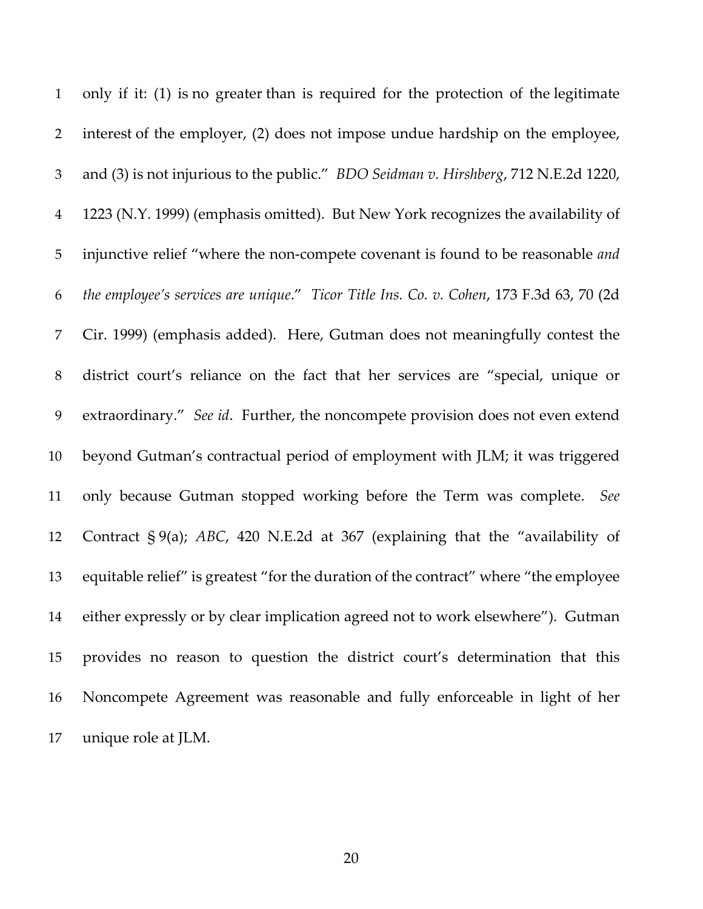only if it: (1) is no greater than is required for the protection of the legitimate interest of the employer, (2) does not impose undue hardship on the employee, and (3) is not injurious to the public." *BDO Seidman v. Hirshberg*, 712 N.E.2d 1220, 1223 (N.Y. 1999) (emphasis omitted). But New York recognizes the availability of injunctive relief "where the non-compete covenant is found to be reasonable *and the employee's services are unique*." *Ticor Title Ins. Co. v. Cohen*, 173 F.3d 63, 70 (2d Cir. 1999) (emphasis added). Here, Gutman does not meaningfully contest the district court's reliance on the fact that her services are "special, unique or extraordinary." *See id*. Further, the noncompete provision does not even extend beyond Gutman's contractual period of employment with JLM; it was triggered only because Gutman stopped working before the Term was complete. *See* Contract § 9(a); *ABC*, 420 N.E.2d at 367 (explaining that the "availability of equitable relief" is greatest "for the duration of the contract" where "the employee either expressly or by clear implication agreed not to work elsewhere"). Gutman provides no reason to question the district court's determination that this Noncompete Agreement was reasonable and fully enforceable in light of her unique role at JLM.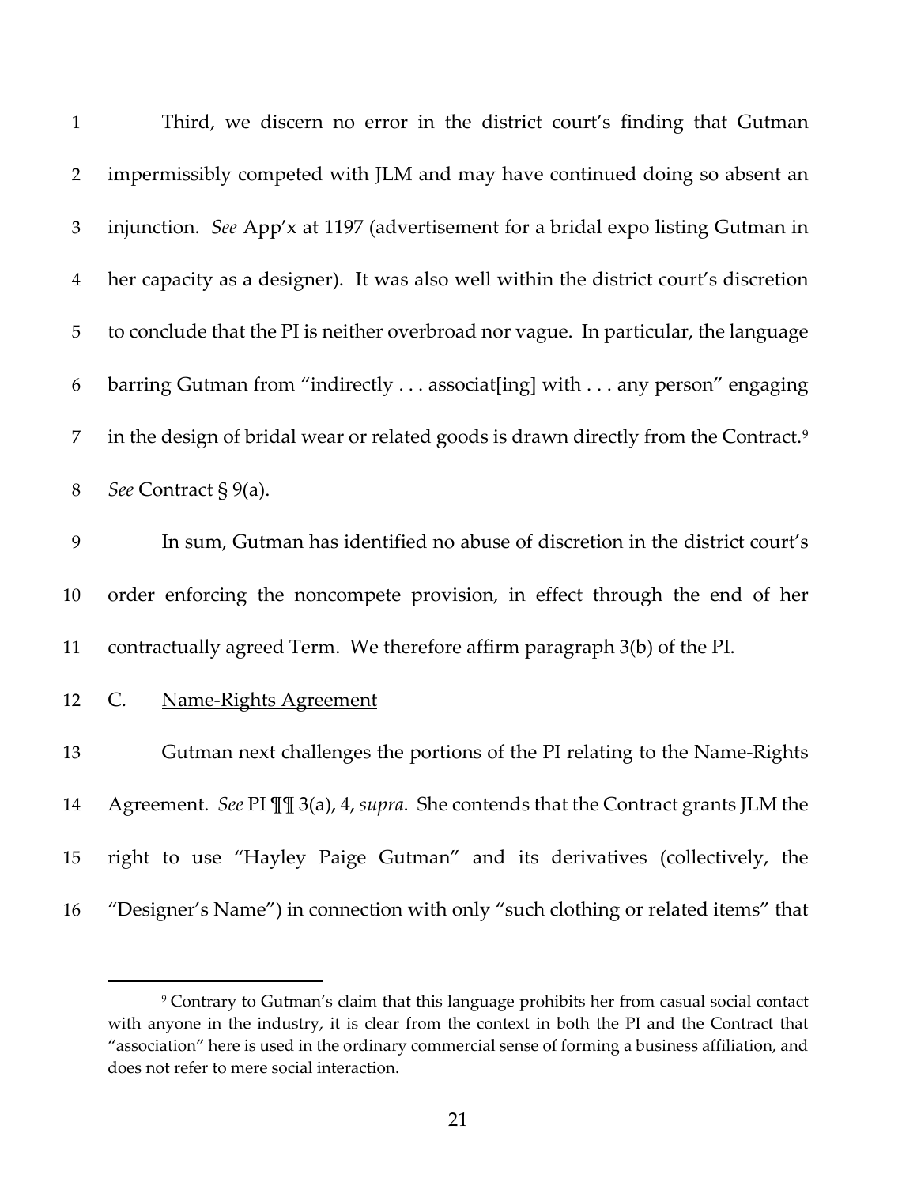Third, we discern no error in the district court's finding that Gutman impermissibly competed with JLM and may have continued doing so absent an injunction. *See* App'x at 1197 (advertisement for a bridal expo listing Gutman in her capacity as a designer). It was also well within the district court's discretion to conclude that the PI is neither overbroad nor vague. In particular, the language barring Gutman from "indirectly . . . associat[ing] with . . . any person" engaging in the design of bridal wear or related goods is drawn directly from the Contract.[9] *See* Contract § 9(a).

In sum, Gutman has identified no abuse of discretion in the district court's order enforcing the noncompete provision, in effect through the end of her contractually agreed Term. We therefore affirm paragraph 3(b) of the PI.

### C. Name-Rights Agreement

Gutman next challenges the portions of the PI relating to the Name-Rights Agreement. *See* PI ¶¶ 3(a), 4, *supra*. She contends that the Contract grants JLM the right to use "Hayley Paige Gutman" and its derivatives (collectively, the "Designer's Name") in connection with only "such clothing or related items" that

---

[9] Contrary to Gutman's claim that this language prohibits her from casual social contact with anyone in the industry, it is clear from the context in both the PI and the Contract that "association" here is used in the ordinary commercial sense of forming a business affiliation, and does not refer to mere social interaction.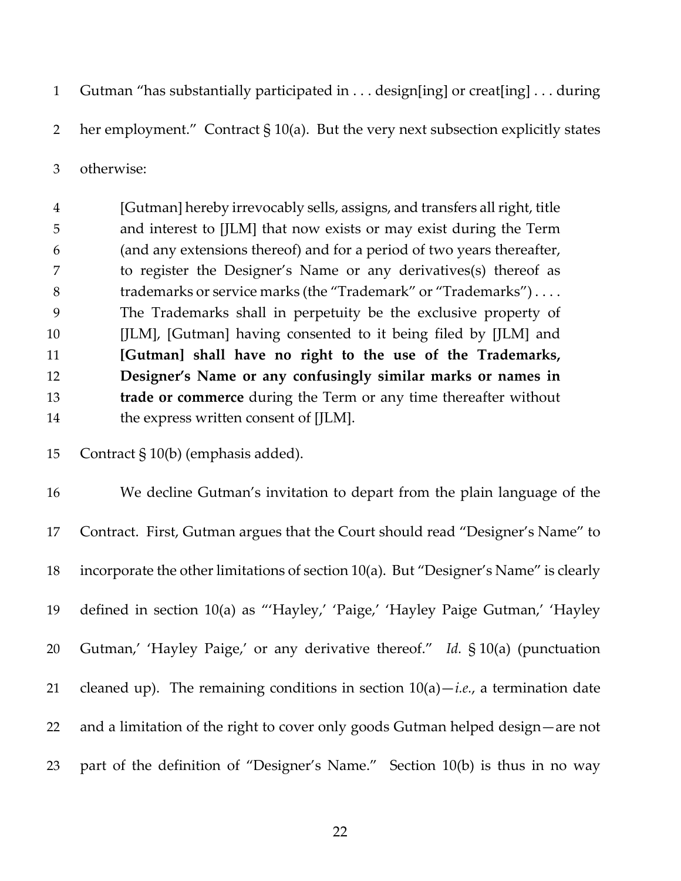Gutman "has substantially participated in . . . design[ing] or creat[ing] . . . during her employment." Contract § 10(a). But the very next subsection explicitly states otherwise:

> [Gutman] hereby irrevocably sells, assigns, and transfers all right, title and interest to [JLM] that now exists or may exist during the Term (and any extensions thereof) and for a period of two years thereafter, to register the Designer's Name or any derivatives(s) thereof as trademarks or service marks (the "Trademark" or "Trademarks") . . . . The Trademarks shall in perpetuity be the exclusive property of [JLM], [Gutman] having consented to it being filed by [JLM] and **[Gutman] shall have no right to the use of the Trademarks, Designer's Name or any confusingly similar marks or names in trade or commerce** during the Term or any time thereafter without the express written consent of [JLM].

Contract § 10(b) (emphasis added).

We decline Gutman's invitation to depart from the plain language of the Contract. First, Gutman argues that the Court should read "Designer's Name" to incorporate the other limitations of section 10(a). But "Designer's Name" is clearly defined in section 10(a) as "'Hayley,' 'Paige,' 'Hayley Paige Gutman,' 'Hayley Gutman,' 'Hayley Paige,' or any derivative thereof." *Id.* § 10(a) (punctuation cleaned up). The remaining conditions in section 10(a)—*i.e.*, a termination date and a limitation of the right to cover only goods Gutman helped design—are not part of the definition of "Designer's Name." Section 10(b) is thus in no way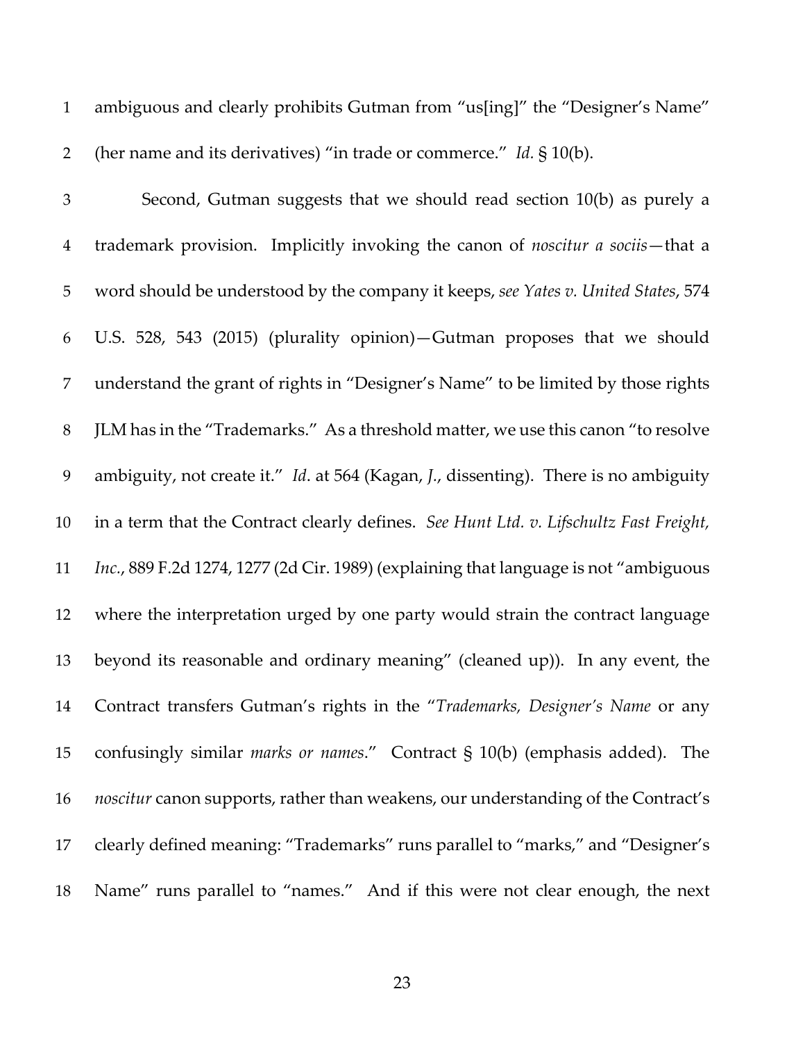ambiguous and clearly prohibits Gutman from "us[ing]" the "Designer's Name" (her name and its derivatives) "in trade or commerce." *Id.* § 10(b).

Second, Gutman suggests that we should read section 10(b) as purely a trademark provision. Implicitly invoking the canon of *noscitur a sociis*—that a word should be understood by the company it keeps, *see Yates v. United States*, 574 U.S. 528, 543 (2015) (plurality opinion)—Gutman proposes that we should understand the grant of rights in "Designer's Name" to be limited by those rights JLM has in the "Trademarks." As a threshold matter, we use this canon "to resolve ambiguity, not create it." *Id*. at 564 (Kagan, *J.*, dissenting). There is no ambiguity in a term that the Contract clearly defines. *See Hunt Ltd. v. Lifschultz Fast Freight, Inc.*, 889 F.2d 1274, 1277 (2d Cir. 1989) (explaining that language is not "ambiguous where the interpretation urged by one party would strain the contract language beyond its reasonable and ordinary meaning" (cleaned up)). In any event, the Contract transfers Gutman's rights in the "*Trademarks, Designer's Name* or any confusingly similar *marks or names*." Contract § 10(b) (emphasis added). The *noscitur* canon supports, rather than weakens, our understanding of the Contract's clearly defined meaning: "Trademarks" runs parallel to "marks," and "Designer's Name" runs parallel to "names." And if this were not clear enough, the next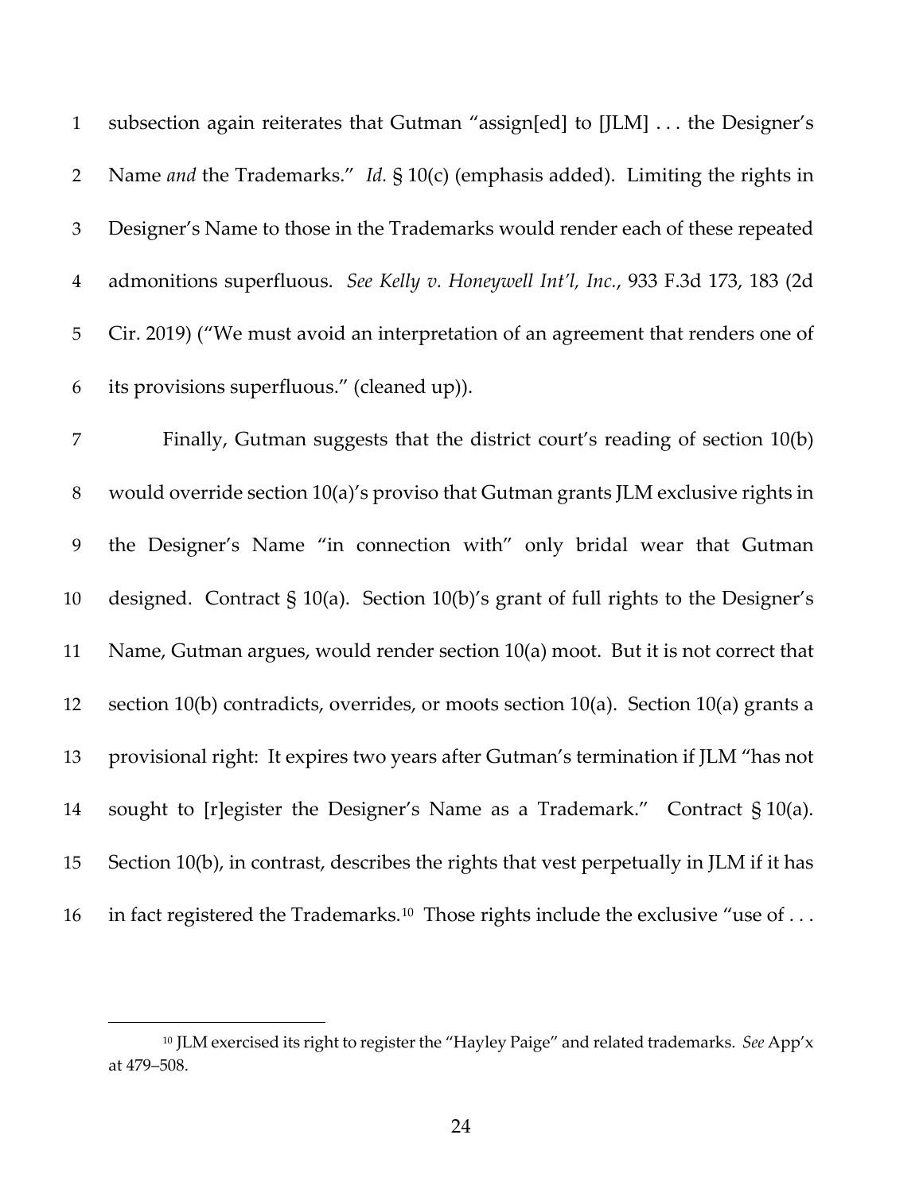subsection again reiterates that Gutman "assign[ed] to [JLM] . . . the Designer's Name *and* the Trademarks." *Id.* § 10(c) (emphasis added). Limiting the rights in Designer's Name to those in the Trademarks would render each of these repeated admonitions superfluous. *See Kelly v. Honeywell Int'l, Inc.*, 933 F.3d 173, 183 (2d Cir. 2019) ("We must avoid an interpretation of an agreement that renders one of its provisions superfluous." (cleaned up)).

Finally, Gutman suggests that the district court's reading of section 10(b) would override section 10(a)'s proviso that Gutman grants JLM exclusive rights in the Designer's Name "in connection with" only bridal wear that Gutman designed. Contract § 10(a). Section 10(b)'s grant of full rights to the Designer's Name, Gutman argues, would render section 10(a) moot. But it is not correct that section 10(b) contradicts, overrides, or moots section 10(a). Section 10(a) grants a provisional right: It expires two years after Gutman's termination if JLM "has not sought to [r]egister the Designer's Name as a Trademark." Contract § 10(a). Section 10(b), in contrast, describes the rights that vest perpetually in JLM if it has in fact registered the Trademarks.[10] Those rights include the exclusive "use of . . .

[10] JLM exercised its right to register the "Hayley Paige" and related trademarks. *See* App'x at 479–508.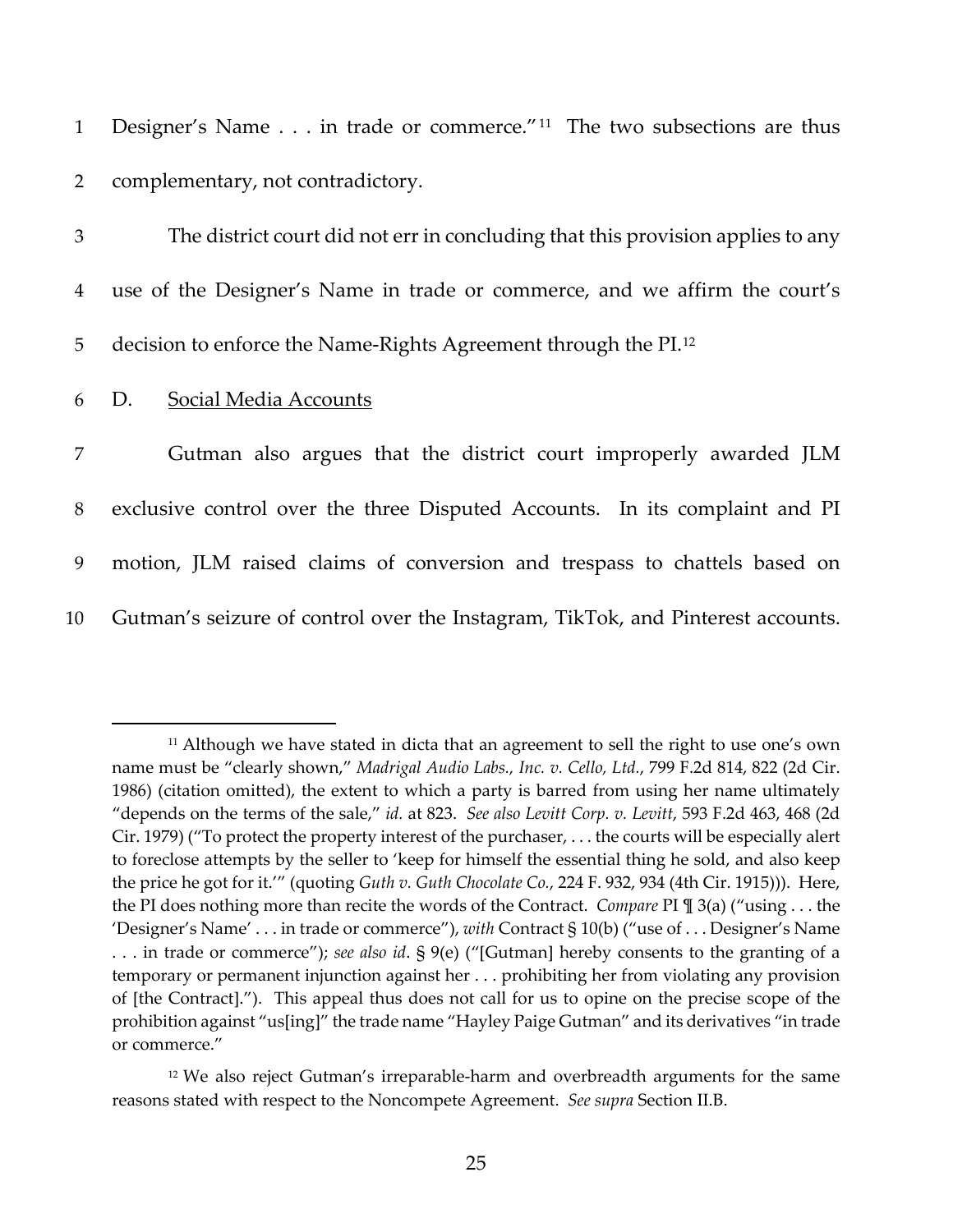Designer's Name . . . in trade or commerce."[11] The two subsections are thus complementary, not contradictory.

The district court did not err in concluding that this provision applies to any use of the Designer's Name in trade or commerce, and we affirm the court's decision to enforce the Name-Rights Agreement through the PI.[12]

D. Social Media Accounts

Gutman also argues that the district court improperly awarded JLM exclusive control over the three Disputed Accounts. In its complaint and PI motion, JLM raised claims of conversion and trespass to chattels based on Gutman's seizure of control over the Instagram, TikTok, and Pinterest accounts.

---

[11] Although we have stated in dicta that an agreement to sell the right to use one's own name must be "clearly shown," *Madrigal Audio Labs., Inc. v. Cello, Ltd.*, 799 F.2d 814, 822 (2d Cir. 1986) (citation omitted), the extent to which a party is barred from using her name ultimately "depends on the terms of the sale," *id.* at 823. *See also Levitt Corp. v. Levitt*, 593 F.2d 463, 468 (2d Cir. 1979) ("To protect the property interest of the purchaser, . . . the courts will be especially alert to foreclose attempts by the seller to 'keep for himself the essential thing he sold, and also keep the price he got for it.'" (quoting *Guth v. Guth Chocolate Co.*, 224 F. 932, 934 (4th Cir. 1915))). Here, the PI does nothing more than recite the words of the Contract. *Compare* PI ¶ 3(a) ("using . . . the 'Designer's Name' . . . in trade or commerce"), *with* Contract § 10(b) ("use of . . . Designer's Name . . . in trade or commerce"); *see also id*. § 9(e) ("[Gutman] hereby consents to the granting of a temporary or permanent injunction against her . . . prohibiting her from violating any provision of [the Contract]."). This appeal thus does not call for us to opine on the precise scope of the prohibition against "us[ing]" the trade name "Hayley Paige Gutman" and its derivatives "in trade or commerce."

[12] We also reject Gutman's irreparable-harm and overbreadth arguments for the same reasons stated with respect to the Noncompete Agreement. *See supra* Section II.B.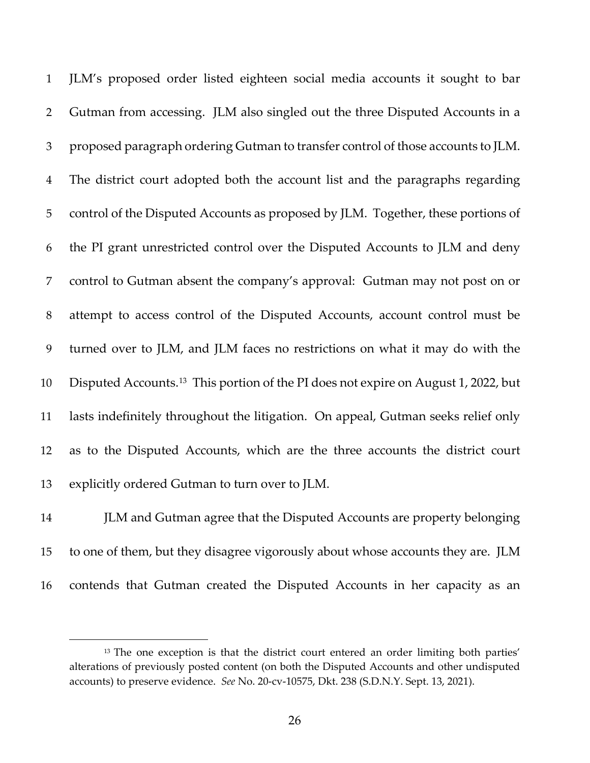JLM's proposed order listed eighteen social media accounts it sought to bar Gutman from accessing. JLM also singled out the three Disputed Accounts in a proposed paragraph ordering Gutman to transfer control of those accounts to JLM. The district court adopted both the account list and the paragraphs regarding control of the Disputed Accounts as proposed by JLM. Together, these portions of the PI grant unrestricted control over the Disputed Accounts to JLM and deny control to Gutman absent the company's approval: Gutman may not post on or attempt to access control of the Disputed Accounts, account control must be turned over to JLM, and JLM faces no restrictions on what it may do with the Disputed Accounts.[13] This portion of the PI does not expire on August 1, 2022, but lasts indefinitely throughout the litigation. On appeal, Gutman seeks relief only as to the Disputed Accounts, which are the three accounts the district court explicitly ordered Gutman to turn over to JLM.

JLM and Gutman agree that the Disputed Accounts are property belonging to one of them, but they disagree vigorously about whose accounts they are. JLM contends that Gutman created the Disputed Accounts in her capacity as an

[13] The one exception is that the district court entered an order limiting both parties' alterations of previously posted content (on both the Disputed Accounts and other undisputed accounts) to preserve evidence. *See* No. 20-cv-10575, Dkt. 238 (S.D.N.Y. Sept. 13, 2021).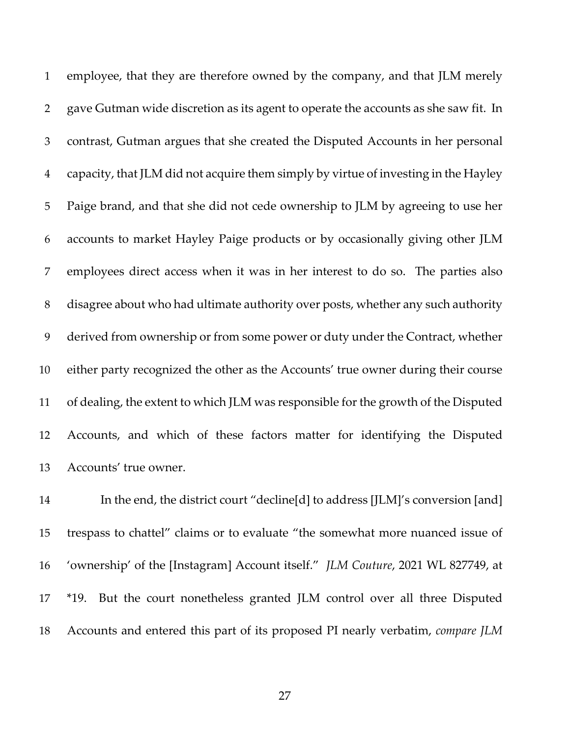employee, that they are therefore owned by the company, and that JLM merely gave Gutman wide discretion as its agent to operate the accounts as she saw fit. In contrast, Gutman argues that she created the Disputed Accounts in her personal capacity, that JLM did not acquire them simply by virtue of investing in the Hayley Paige brand, and that she did not cede ownership to JLM by agreeing to use her accounts to market Hayley Paige products or by occasionally giving other JLM employees direct access when it was in her interest to do so. The parties also disagree about who had ultimate authority over posts, whether any such authority derived from ownership or from some power or duty under the Contract, whether either party recognized the other as the Accounts' true owner during their course of dealing, the extent to which JLM was responsible for the growth of the Disputed Accounts, and which of these factors matter for identifying the Disputed Accounts' true owner.

In the end, the district court "decline[d] to address [JLM]'s conversion [and] trespass to chattel" claims or to evaluate "the somewhat more nuanced issue of 'ownership' of the [Instagram] Account itself." *JLM Couture*, 2021 WL 827749, at *19. But the court nonetheless granted JLM control over all three Disputed Accounts and entered this part of its proposed PI nearly verbatim, *compare JLM*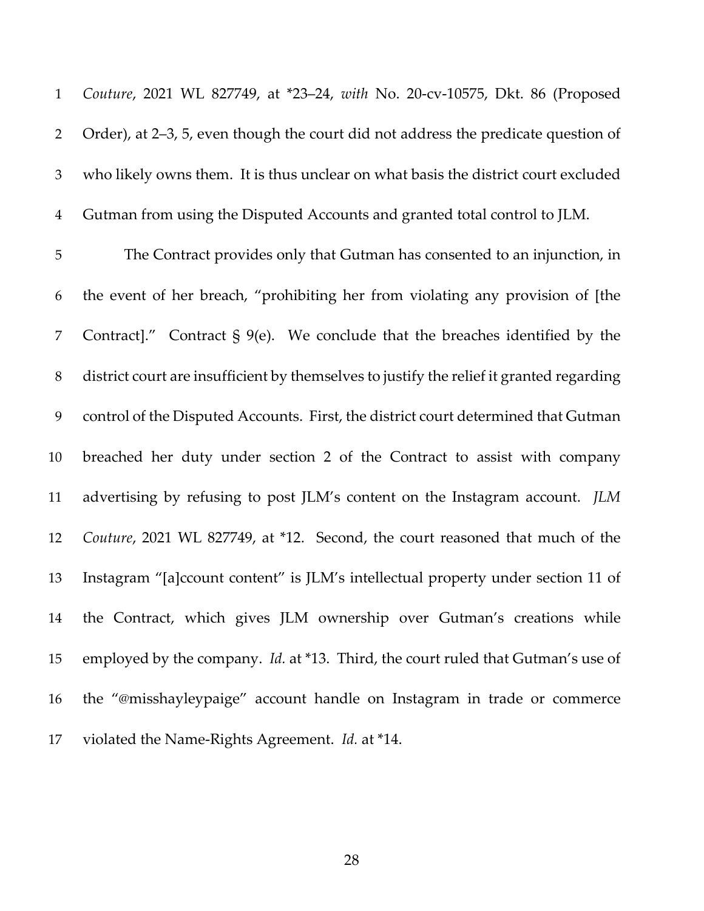*Couture*, 2021 WL 827749, at *23–24, *with* No. 20-cv-10575, Dkt. 86 (Proposed Order), at 2–3, 5, even though the court did not address the predicate question of who likely owns them. It is thus unclear on what basis the district court excluded Gutman from using the Disputed Accounts and granted total control to JLM.

The Contract provides only that Gutman has consented to an injunction, in the event of her breach, "prohibiting her from violating any provision of [the Contract]." Contract § 9(e). We conclude that the breaches identified by the district court are insufficient by themselves to justify the relief it granted regarding control of the Disputed Accounts. First, the district court determined that Gutman breached her duty under section 2 of the Contract to assist with company advertising by refusing to post JLM's content on the Instagram account. *JLM Couture*, 2021 WL 827749, at *12. Second, the court reasoned that much of the Instagram "[a]ccount content" is JLM's intellectual property under section 11 of the Contract, which gives JLM ownership over Gutman's creations while employed by the company. *Id.* at *13. Third, the court ruled that Gutman's use of the "@misshayleypaige" account handle on Instagram in trade or commerce violated the Name-Rights Agreement. *Id.* at *14.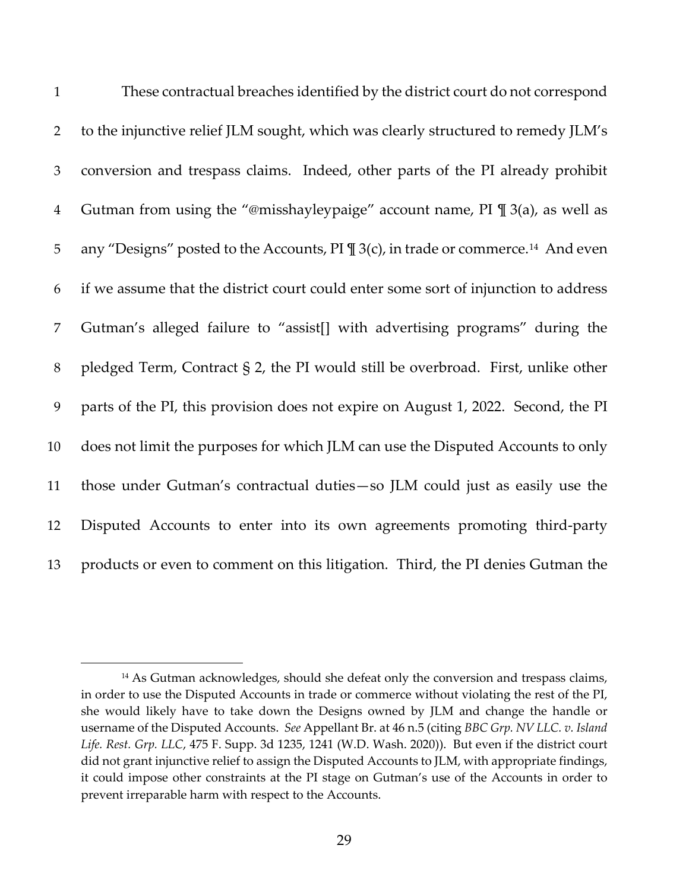These contractual breaches identified by the district court do not correspond to the injunctive relief JLM sought, which was clearly structured to remedy JLM's conversion and trespass claims. Indeed, other parts of the PI already prohibit Gutman from using the "@misshayleypaige" account name, PI ¶ 3(a), as well as any "Designs" posted to the Accounts, PI ¶ 3(c), in trade or commerce.[14] And even if we assume that the district court could enter some sort of injunction to address Gutman's alleged failure to "assist[] with advertising programs" during the pledged Term, Contract § 2, the PI would still be overbroad. First, unlike other parts of the PI, this provision does not expire on August 1, 2022. Second, the PI does not limit the purposes for which JLM can use the Disputed Accounts to only those under Gutman's contractual duties—so JLM could just as easily use the Disputed Accounts to enter into its own agreements promoting third-party products or even to comment on this litigation. Third, the PI denies Gutman the

---

[14] As Gutman acknowledges, should she defeat only the conversion and trespass claims, in order to use the Disputed Accounts in trade or commerce without violating the rest of the PI, she would likely have to take down the Designs owned by JLM and change the handle or username of the Disputed Accounts. *See* Appellant Br. at 46 n.5 (citing *BBC Grp. NV LLC. v. Island Life. Rest. Grp. LLC*, 475 F. Supp. 3d 1235, 1241 (W.D. Wash. 2020)). But even if the district court did not grant injunctive relief to assign the Disputed Accounts to JLM, with appropriate findings, it could impose other constraints at the PI stage on Gutman's use of the Accounts in order to prevent irreparable harm with respect to the Accounts.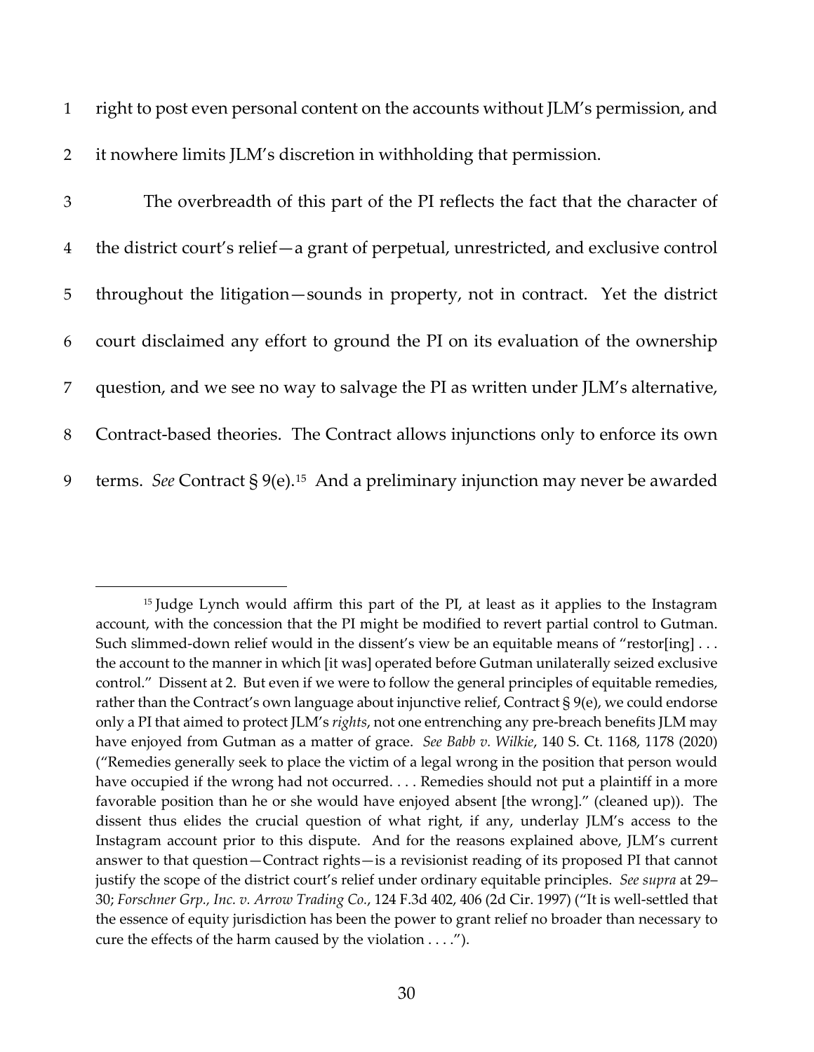right to post even personal content on the accounts without JLM's permission, and it nowhere limits JLM's discretion in withholding that permission.

The overbreadth of this part of the PI reflects the fact that the character of the district court's relief—a grant of perpetual, unrestricted, and exclusive control throughout the litigation—sounds in property, not in contract. Yet the district court disclaimed any effort to ground the PI on its evaluation of the ownership question, and we see no way to salvage the PI as written under JLM's alternative, Contract-based theories. The Contract allows injunctions only to enforce its own terms. *See* Contract § 9(e).[15] And a preliminary injunction may never be awarded

---

[15] Judge Lynch would affirm this part of the PI, at least as it applies to the Instagram account, with the concession that the PI might be modified to revert partial control to Gutman. Such slimmed-down relief would in the dissent's view be an equitable means of "restor[ing] . . . the account to the manner in which [it was] operated before Gutman unilaterally seized exclusive control." Dissent at 2. But even if we were to follow the general principles of equitable remedies, rather than the Contract's own language about injunctive relief, Contract § 9(e), we could endorse only a PI that aimed to protect JLM's *rights*, not one entrenching any pre-breach benefits JLM may have enjoyed from Gutman as a matter of grace. *See Babb v. Wilkie*, 140 S. Ct. 1168, 1178 (2020) ("Remedies generally seek to place the victim of a legal wrong in the position that person would have occupied if the wrong had not occurred. . . . Remedies should not put a plaintiff in a more favorable position than he or she would have enjoyed absent [the wrong]." (cleaned up)). The dissent thus elides the crucial question of what right, if any, underlay JLM's access to the Instagram account prior to this dispute. And for the reasons explained above, JLM's current answer to that question—Contract rights—is a revisionist reading of its proposed PI that cannot justify the scope of the district court's relief under ordinary equitable principles. *See supra* at 29–30; *Forschner Grp., Inc. v. Arrow Trading Co.*, 124 F.3d 402, 406 (2d Cir. 1997) ("It is well-settled that the essence of equity jurisdiction has been the power to grant relief no broader than necessary to cure the effects of the harm caused by the violation . . . .").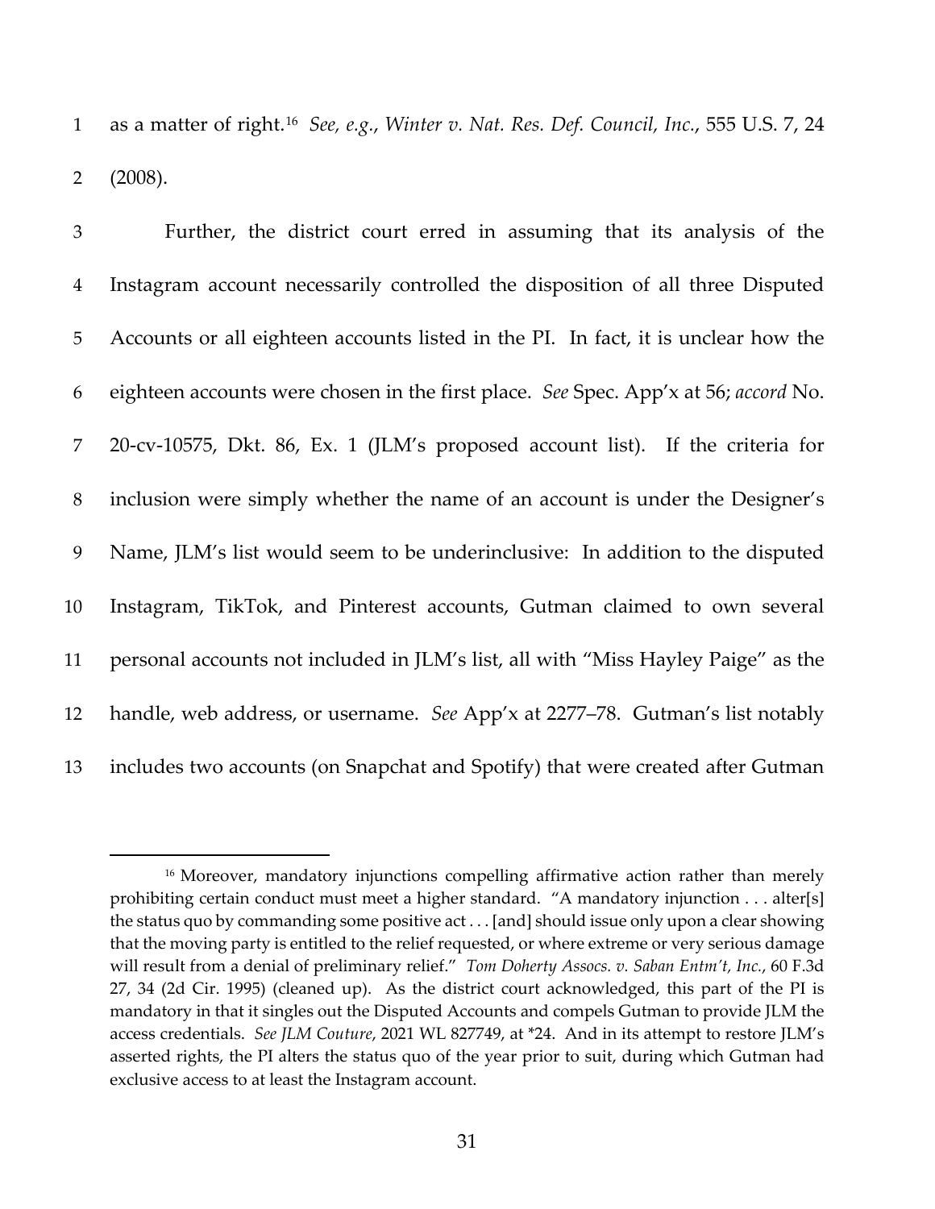as a matter of right.[16] *See, e.g.*, *Winter v. Nat. Res. Def. Council, Inc.*, 555 U.S. 7, 24 (2008).

Further, the district court erred in assuming that its analysis of the Instagram account necessarily controlled the disposition of all three Disputed Accounts or all eighteen accounts listed in the PI. In fact, it is unclear how the eighteen accounts were chosen in the first place. *See* Spec. App'x at 56; *accord* No. 20-cv-10575, Dkt. 86, Ex. 1 (JLM's proposed account list). If the criteria for inclusion were simply whether the name of an account is under the Designer's Name, JLM's list would seem to be underinclusive: In addition to the disputed Instagram, TikTok, and Pinterest accounts, Gutman claimed to own several personal accounts not included in JLM's list, all with "Miss Hayley Paige" as the handle, web address, or username. *See* App'x at 2277–78. Gutman's list notably includes two accounts (on Snapchat and Spotify) that were created after Gutman

---

[16] Moreover, mandatory injunctions compelling affirmative action rather than merely prohibiting certain conduct must meet a higher standard. "A mandatory injunction . . . alter[s] the status quo by commanding some positive act . . . [and] should issue only upon a clear showing that the moving party is entitled to the relief requested, or where extreme or very serious damage will result from a denial of preliminary relief." *Tom Doherty Assocs. v. Saban Entm't, Inc.*, 60 F.3d 27, 34 (2d Cir. 1995) (cleaned up). As the district court acknowledged, this part of the PI is mandatory in that it singles out the Disputed Accounts and compels Gutman to provide JLM the access credentials. *See JLM Couture*, 2021 WL 827749, at *24. And in its attempt to restore JLM's asserted rights, the PI alters the status quo of the year prior to suit, during which Gutman had exclusive access to at least the Instagram account.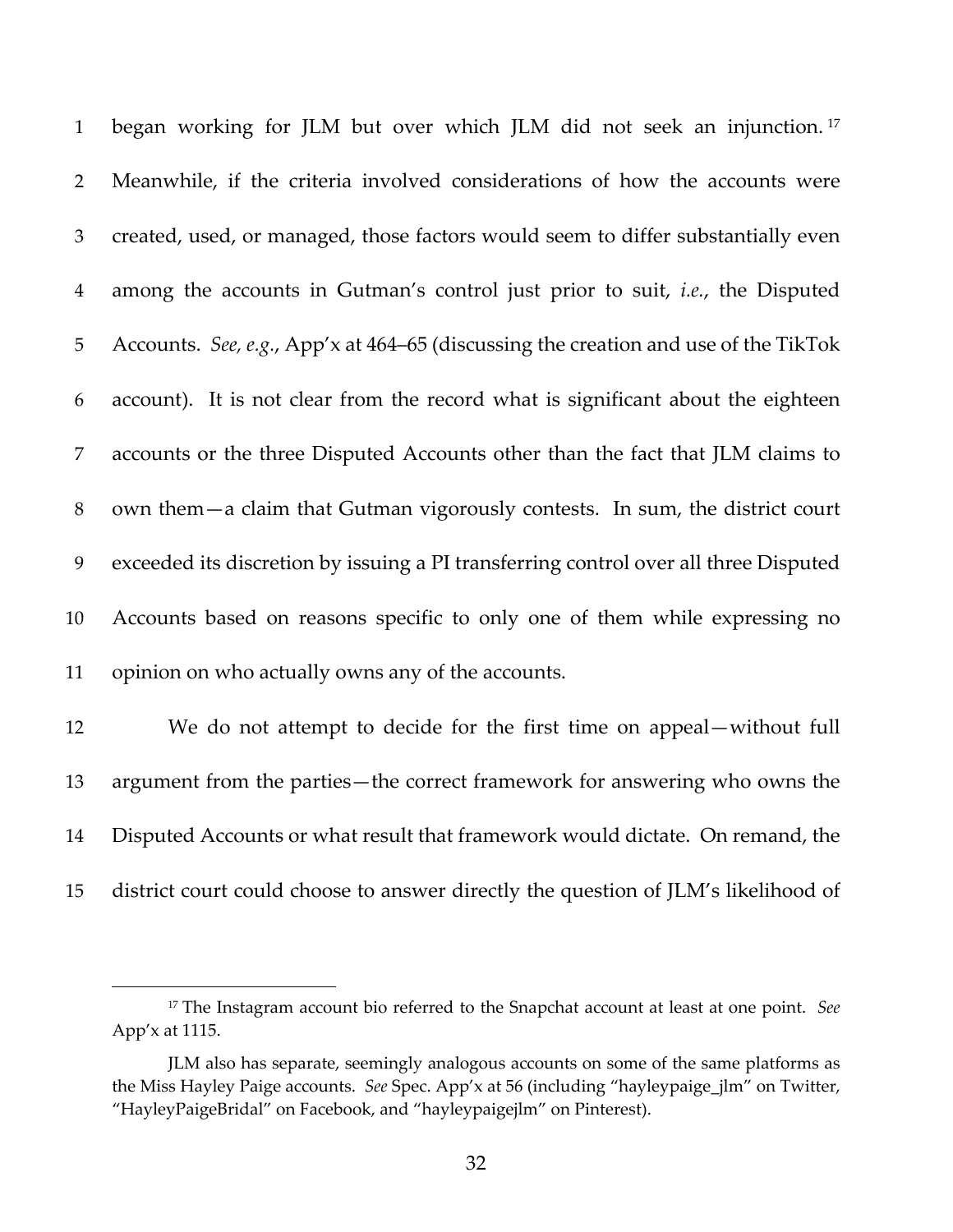began working for JLM but over which JLM did not seek an injunction.[17] Meanwhile, if the criteria involved considerations of how the accounts were created, used, or managed, those factors would seem to differ substantially even among the accounts in Gutman's control just prior to suit, *i.e.*, the Disputed Accounts. *See, e.g.*, App'x at 464–65 (discussing the creation and use of the TikTok account). It is not clear from the record what is significant about the eighteen accounts or the three Disputed Accounts other than the fact that JLM claims to own them—a claim that Gutman vigorously contests. In sum, the district court exceeded its discretion by issuing a PI transferring control over all three Disputed Accounts based on reasons specific to only one of them while expressing no opinion on who actually owns any of the accounts.

We do not attempt to decide for the first time on appeal—without full argument from the parties—the correct framework for answering who owns the Disputed Accounts or what result that framework would dictate. On remand, the district court could choose to answer directly the question of JLM's likelihood of

---

[17] The Instagram account bio referred to the Snapchat account at least at one point. *See* App'x at 1115.

JLM also has separate, seemingly analogous accounts on some of the same platforms as the Miss Hayley Paige accounts. *See* Spec. App'x at 56 (including "hayleypaige_jlm" on Twitter, "HayleyPaigeBridal" on Facebook, and "hayleypaigejlm" on Pinterest).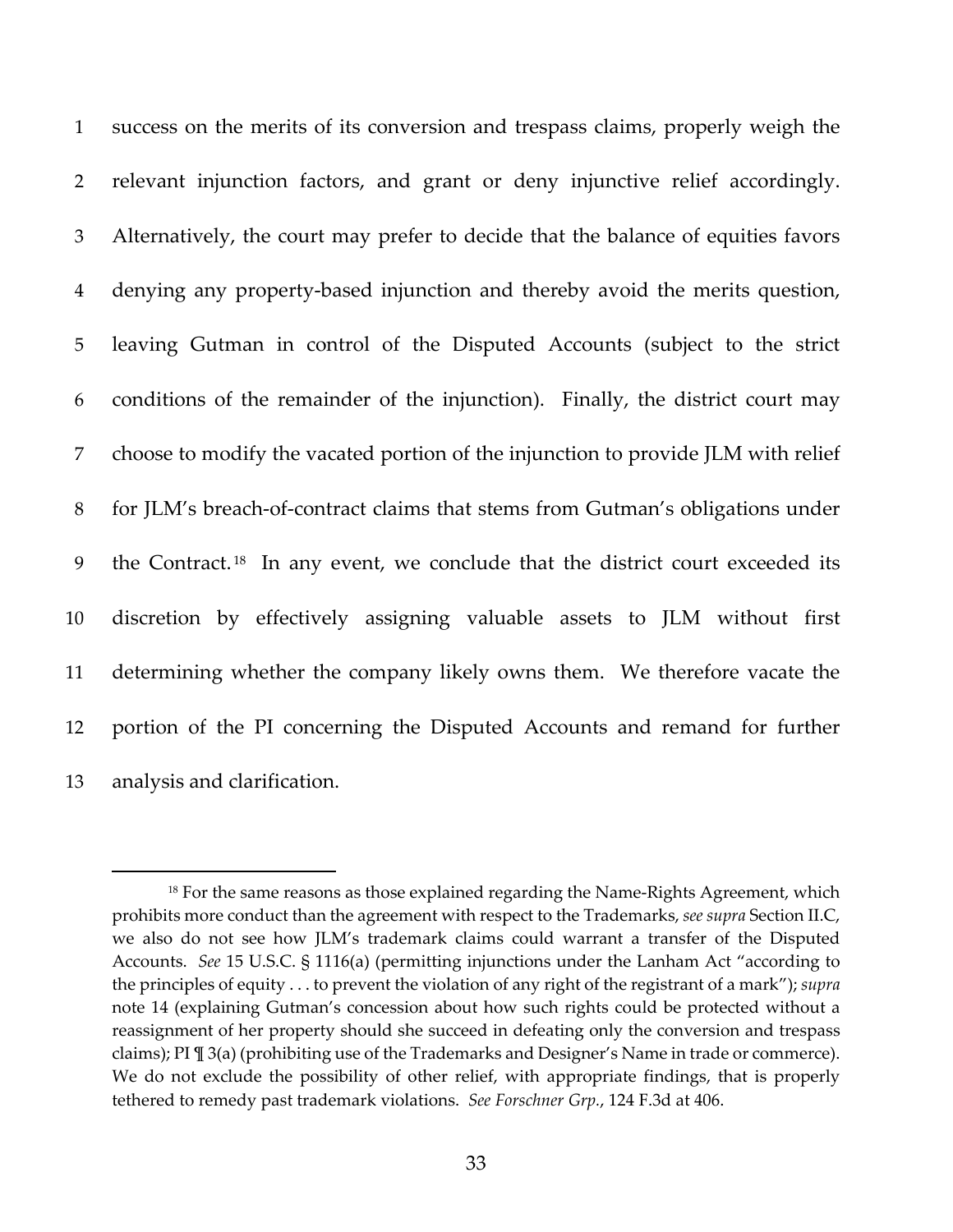success on the merits of its conversion and trespass claims, properly weigh the relevant injunction factors, and grant or deny injunctive relief accordingly. Alternatively, the court may prefer to decide that the balance of equities favors denying any property-based injunction and thereby avoid the merits question, leaving Gutman in control of the Disputed Accounts (subject to the strict conditions of the remainder of the injunction). Finally, the district court may choose to modify the vacated portion of the injunction to provide JLM with relief for JLM's breach-of-contract claims that stems from Gutman's obligations under the Contract.[18] In any event, we conclude that the district court exceeded its discretion by effectively assigning valuable assets to JLM without first determining whether the company likely owns them. We therefore vacate the portion of the PI concerning the Disputed Accounts and remand for further analysis and clarification.

---

[18] For the same reasons as those explained regarding the Name-Rights Agreement, which prohibits more conduct than the agreement with respect to the Trademarks, *see supra* Section II.C, we also do not see how JLM's trademark claims could warrant a transfer of the Disputed Accounts. *See* 15 U.S.C. § 1116(a) (permitting injunctions under the Lanham Act "according to the principles of equity . . . to prevent the violation of any right of the registrant of a mark"); *supra* note 14 (explaining Gutman's concession about how such rights could be protected without a reassignment of her property should she succeed in defeating only the conversion and trespass claims); PI ¶ 3(a) (prohibiting use of the Trademarks and Designer's Name in trade or commerce). We do not exclude the possibility of other relief, with appropriate findings, that is properly tethered to remedy past trademark violations. *See Forschner Grp.*, 124 F.3d at 406.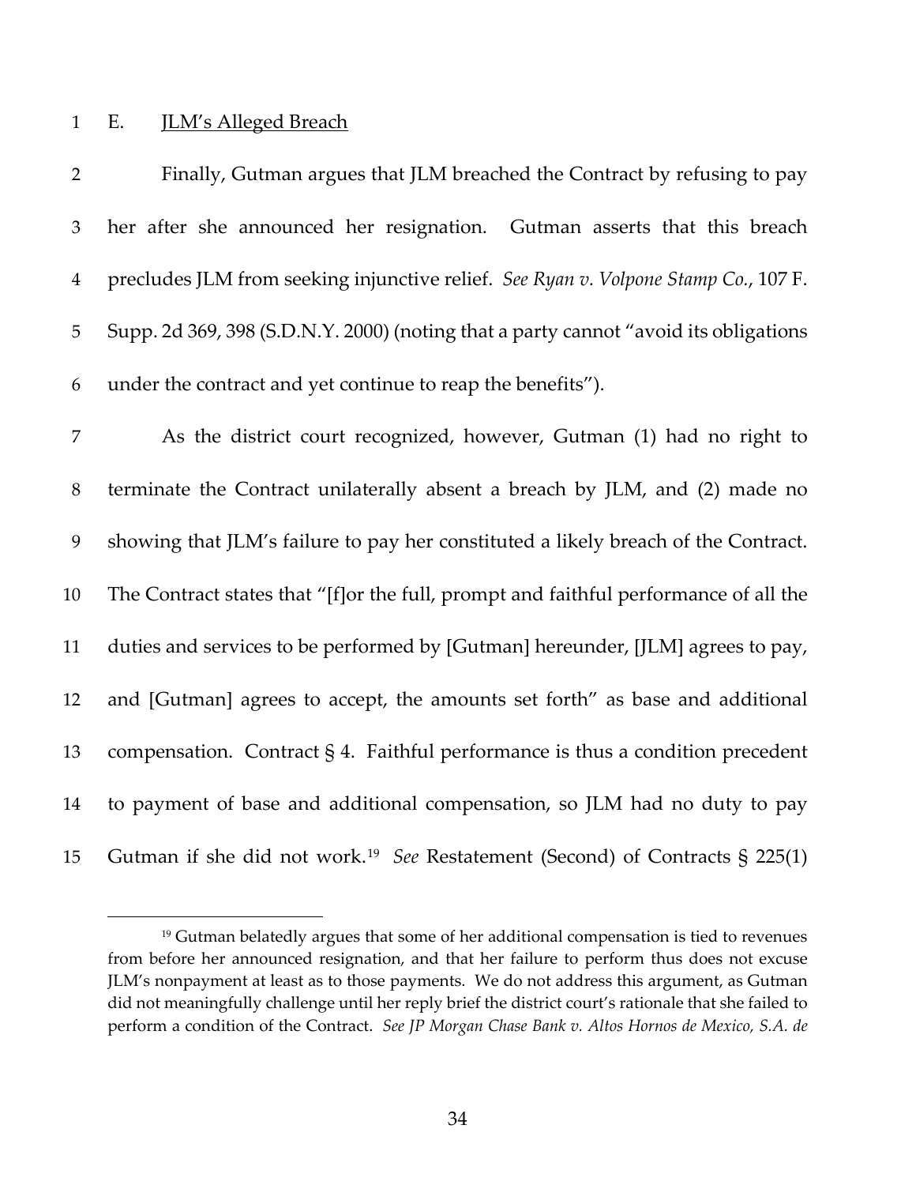E. <u>JLM's Alleged Breach</u>

Finally, Gutman argues that JLM breached the Contract by refusing to pay her after she announced her resignation. Gutman asserts that this breach precludes JLM from seeking injunctive relief. *See Ryan v. Volpone Stamp Co.*, 107 F. Supp. 2d 369, 398 (S.D.N.Y. 2000) (noting that a party cannot "avoid its obligations under the contract and yet continue to reap the benefits").

As the district court recognized, however, Gutman (1) had no right to terminate the Contract unilaterally absent a breach by JLM, and (2) made no showing that JLM's failure to pay her constituted a likely breach of the Contract. The Contract states that "[f]or the full, prompt and faithful performance of all the duties and services to be performed by [Gutman] hereunder, [JLM] agrees to pay, and [Gutman] agrees to accept, the amounts set forth" as base and additional compensation. Contract § 4. Faithful performance is thus a condition precedent to payment of base and additional compensation, so JLM had no duty to pay Gutman if she did not work.[19] *See* Restatement (Second) of Contracts § 225(1)

---

[19] Gutman belatedly argues that some of her additional compensation is tied to revenues from before her announced resignation, and that her failure to perform thus does not excuse JLM's nonpayment at least as to those payments. We do not address this argument, as Gutman did not meaningfully challenge until her reply brief the district court's rationale that she failed to perform a condition of the Contract. *See JP Morgan Chase Bank v. Altos Hornos de Mexico, S.A. de*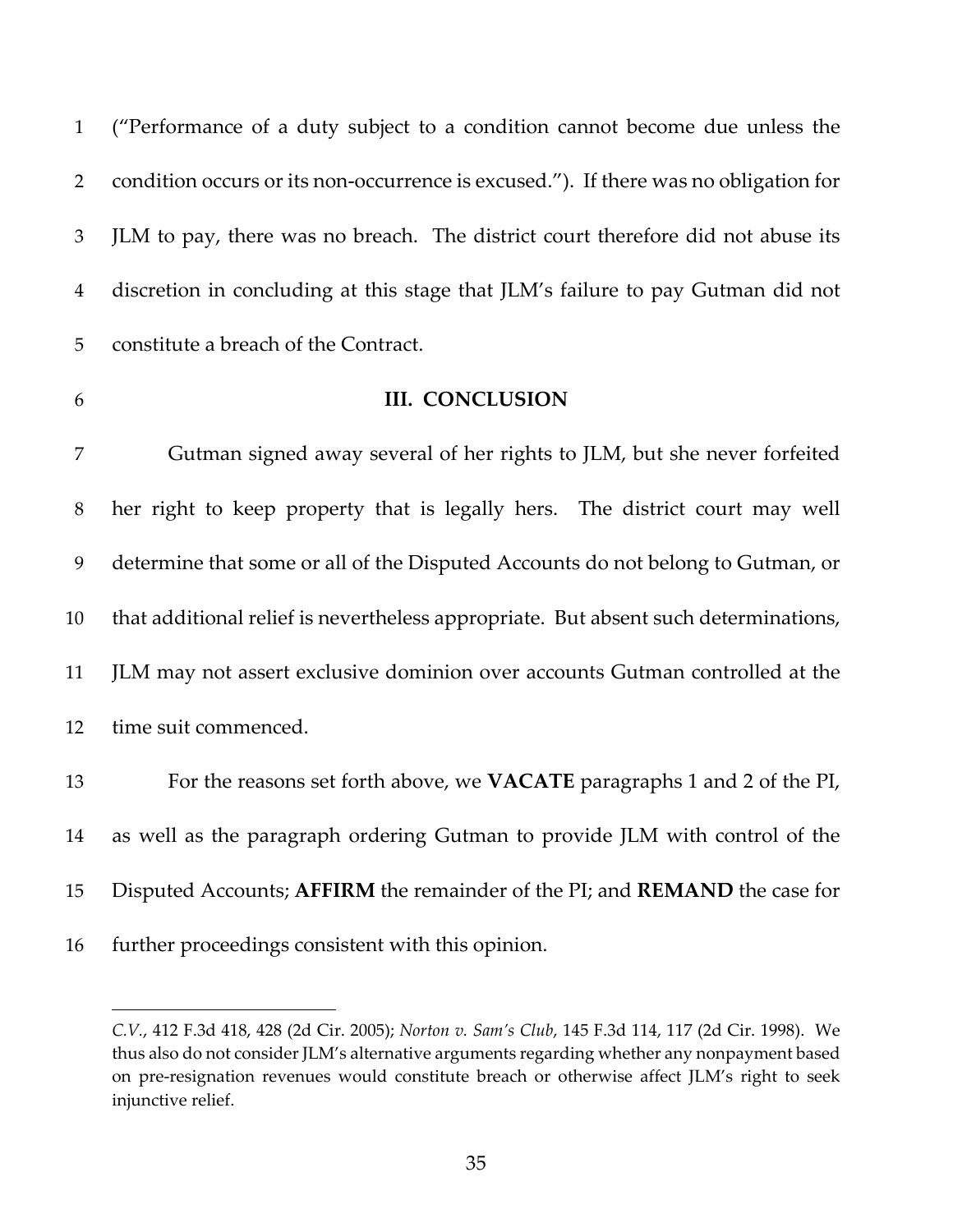("Performance of a duty subject to a condition cannot become due unless the condition occurs or its non-occurrence is excused."). If there was no obligation for JLM to pay, there was no breach. The district court therefore did not abuse its discretion in concluding at this stage that JLM's failure to pay Gutman did not constitute a breach of the Contract.

## III. CONCLUSION

Gutman signed away several of her rights to JLM, but she never forfeited her right to keep property that is legally hers. The district court may well determine that some or all of the Disputed Accounts do not belong to Gutman, or that additional relief is nevertheless appropriate. But absent such determinations, JLM may not assert exclusive dominion over accounts Gutman controlled at the time suit commenced.

For the reasons set forth above, we **VACATE** paragraphs 1 and 2 of the PI, as well as the paragraph ordering Gutman to provide JLM with control of the Disputed Accounts; **AFFIRM** the remainder of the PI; and **REMAND** the case for further proceedings consistent with this opinion.

---

*C.V.*, 412 F.3d 418, 428 (2d Cir. 2005); *Norton v. Sam's Club*, 145 F.3d 114, 117 (2d Cir. 1998). We thus also do not consider JLM's alternative arguments regarding whether any nonpayment based on pre-resignation revenues would constitute breach or otherwise affect JLM's right to seek injunctive relief.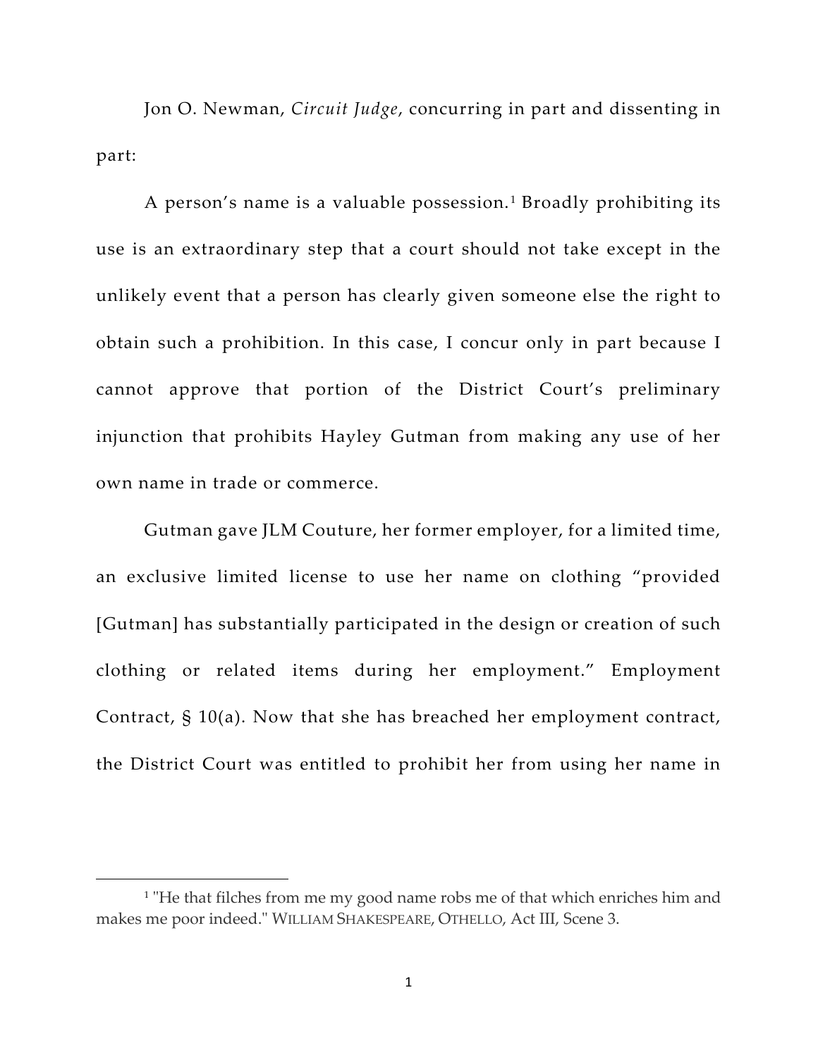Jon O. Newman, *Circuit Judge*, concurring in part and dissenting in part:

A person's name is a valuable possession.[1] Broadly prohibiting its use is an extraordinary step that a court should not take except in the unlikely event that a person has clearly given someone else the right to obtain such a prohibition. In this case, I concur only in part because I cannot approve that portion of the District Court's preliminary injunction that prohibits Hayley Gutman from making any use of her own name in trade or commerce.

Gutman gave JLM Couture, her former employer, for a limited time, an exclusive limited license to use her name on clothing "provided [Gutman] has substantially participated in the design or creation of such clothing or related items during her employment." Employment Contract, § 10(a). Now that she has breached her employment contract, the District Court was entitled to prohibit her from using her name in

---

[1] "He that filches from me my good name robs me of that which enriches him and makes me poor indeed." WILLIAM SHAKESPEARE, OTHELLO, Act III, Scene 3.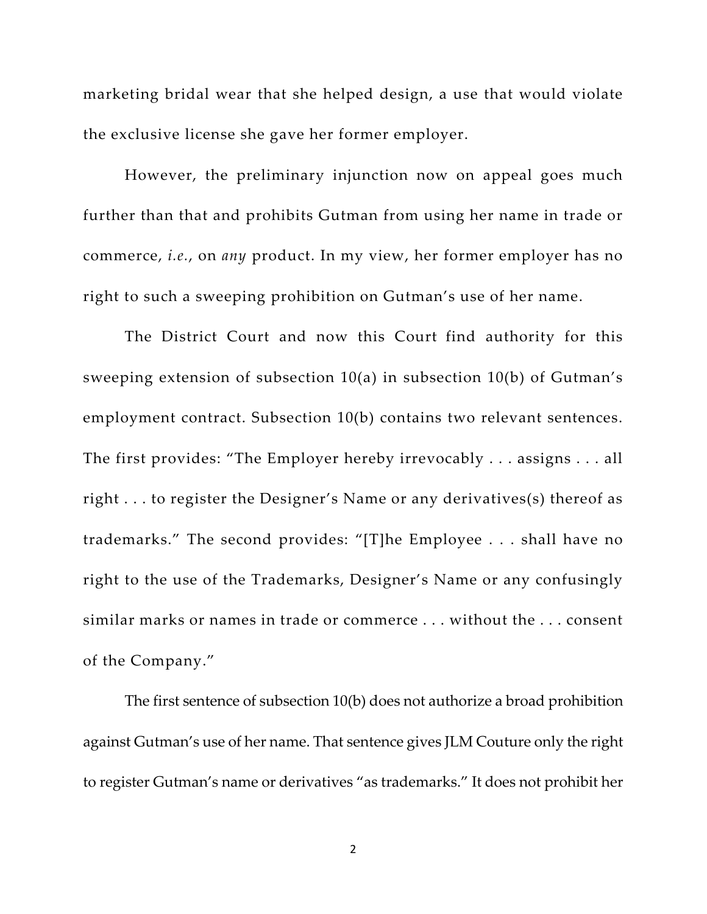marketing bridal wear that she helped design, a use that would violate the exclusive license she gave her former employer.

However, the preliminary injunction now on appeal goes much further than that and prohibits Gutman from using her name in trade or commerce, *i.e.*, on *any* product. In my view, her former employer has no right to such a sweeping prohibition on Gutman's use of her name.

The District Court and now this Court find authority for this sweeping extension of subsection 10(a) in subsection 10(b) of Gutman's employment contract. Subsection 10(b) contains two relevant sentences. The first provides: "The Employer hereby irrevocably . . . assigns . . . all right . . . to register the Designer's Name or any derivatives(s) thereof as trademarks." The second provides: "[T]he Employee . . . shall have no right to the use of the Trademarks, Designer's Name or any confusingly similar marks or names in trade or commerce . . . without the . . . consent of the Company."

The first sentence of subsection 10(b) does not authorize a broad prohibition against Gutman's use of her name. That sentence gives JLM Couture only the right to register Gutman's name or derivatives "as trademarks." It does not prohibit her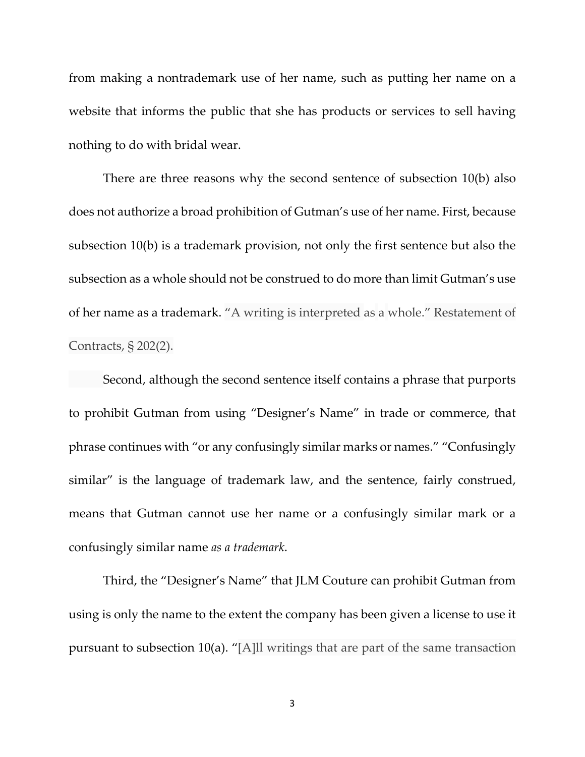from making a nontrademark use of her name, such as putting her name on a website that informs the public that she has products or services to sell having nothing to do with bridal wear.

There are three reasons why the second sentence of subsection 10(b) also does not authorize a broad prohibition of Gutman's use of her name. First, because subsection 10(b) is a trademark provision, not only the first sentence but also the subsection as a whole should not be construed to do more than limit Gutman's use of her name as a trademark. "A writing is interpreted as a whole." Restatement of Contracts, § 202(2).

Second, although the second sentence itself contains a phrase that purports to prohibit Gutman from using "Designer's Name" in trade or commerce, that phrase continues with "or any confusingly similar marks or names." "Confusingly similar" is the language of trademark law, and the sentence, fairly construed, means that Gutman cannot use her name or a confusingly similar mark or a confusingly similar name *as a trademark*.

Third, the "Designer's Name" that JLM Couture can prohibit Gutman from using is only the name to the extent the company has been given a license to use it pursuant to subsection 10(a). "[A]ll writings that are part of the same transaction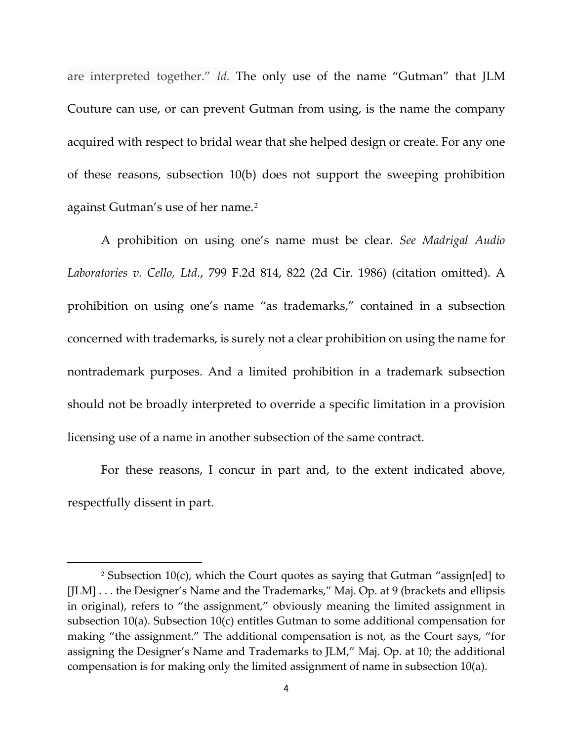are interpreted together." *Id.* The only use of the name "Gutman" that JLM Couture can use, or can prevent Gutman from using, is the name the company acquired with respect to bridal wear that she helped design or create. For any one of these reasons, subsection 10(b) does not support the sweeping prohibition against Gutman's use of her name.[2]

A prohibition on using one's name must be clear. *See Madrigal Audio Laboratories v. Cello, Ltd.*, 799 F.2d 814, 822 (2d Cir. 1986) (citation omitted). A prohibition on using one's name "as trademarks," contained in a subsection concerned with trademarks, is surely not a clear prohibition on using the name for nontrademark purposes. And a limited prohibition in a trademark subsection should not be broadly interpreted to override a specific limitation in a provision licensing use of a name in another subsection of the same contract.

For these reasons, I concur in part and, to the extent indicated above, respectfully dissent in part.

---

[2] Subsection 10(c), which the Court quotes as saying that Gutman "assign[ed] to [JLM] . . . the Designer's Name and the Trademarks," Maj. Op. at 9 (brackets and ellipsis in original), refers to "the assignment," obviously meaning the limited assignment in subsection 10(a). Subsection 10(c) entitles Gutman to some additional compensation for making "the assignment." The additional compensation is not, as the Court says, "for assigning the Designer's Name and Trademarks to JLM," Maj. Op. at 10; the additional compensation is for making only the limited assignment of name in subsection 10(a).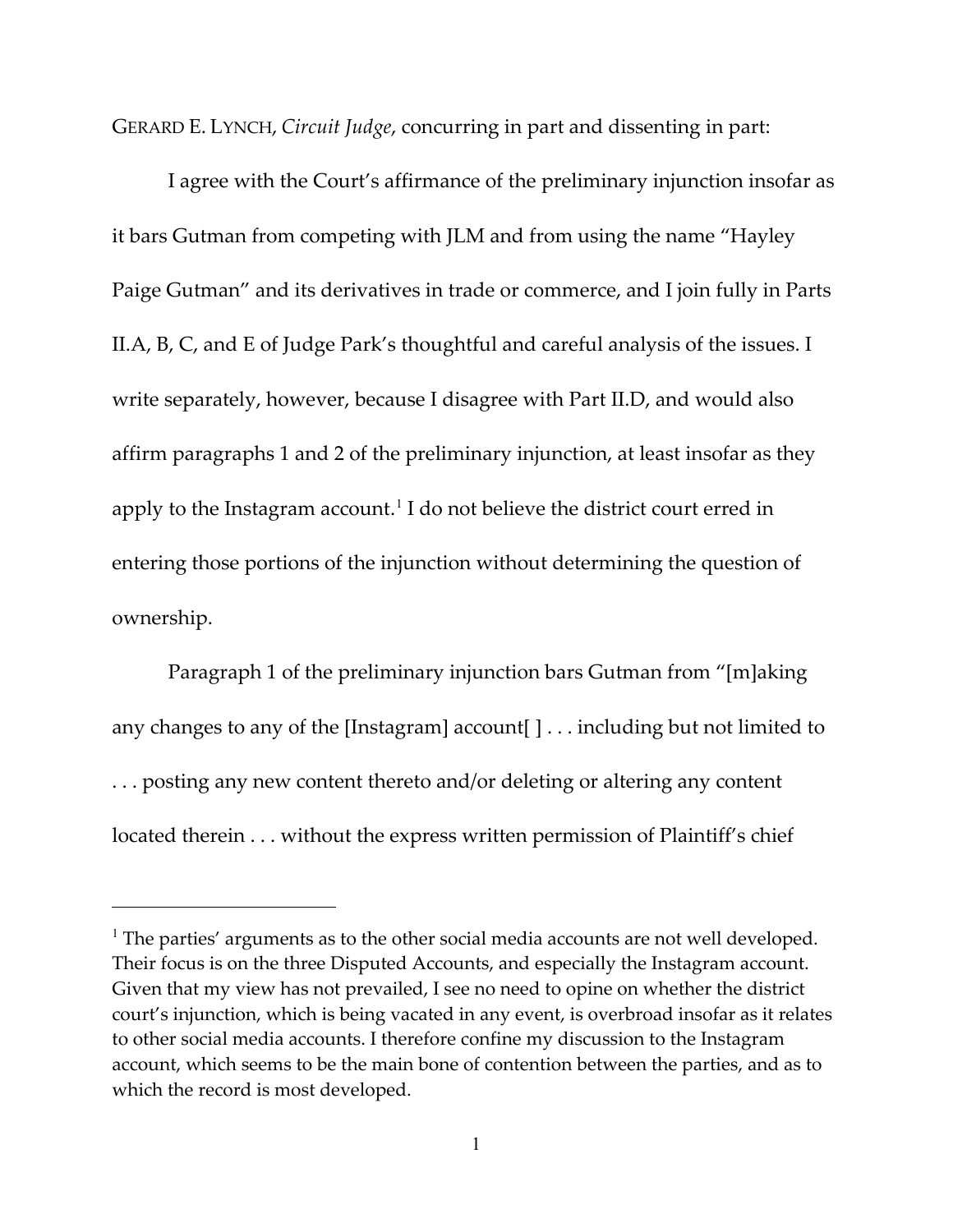GERARD E. LYNCH, *Circuit Judge*, concurring in part and dissenting in part:

I agree with the Court's affirmance of the preliminary injunction insofar as it bars Gutman from competing with JLM and from using the name "Hayley Paige Gutman" and its derivatives in trade or commerce, and I join fully in Parts II.A, B, C, and E of Judge Park's thoughtful and careful analysis of the issues. I write separately, however, because I disagree with Part II.D, and would also affirm paragraphs 1 and 2 of the preliminary injunction, at least insofar as they apply to the Instagram account.[1] I do not believe the district court erred in entering those portions of the injunction without determining the question of ownership.

Paragraph 1 of the preliminary injunction bars Gutman from "[m]aking any changes to any of the [Instagram] account[ ] . . . including but not limited to . . . posting any new content thereto and/or deleting or altering any content located therein . . . without the express written permission of Plaintiff's chief

---

[1] The parties' arguments as to the other social media accounts are not well developed. Their focus is on the three Disputed Accounts, and especially the Instagram account. Given that my view has not prevailed, I see no need to opine on whether the district court's injunction, which is being vacated in any event, is overbroad insofar as it relates to other social media accounts. I therefore confine my discussion to the Instagram account, which seems to be the main bone of contention between the parties, and as to which the record is most developed.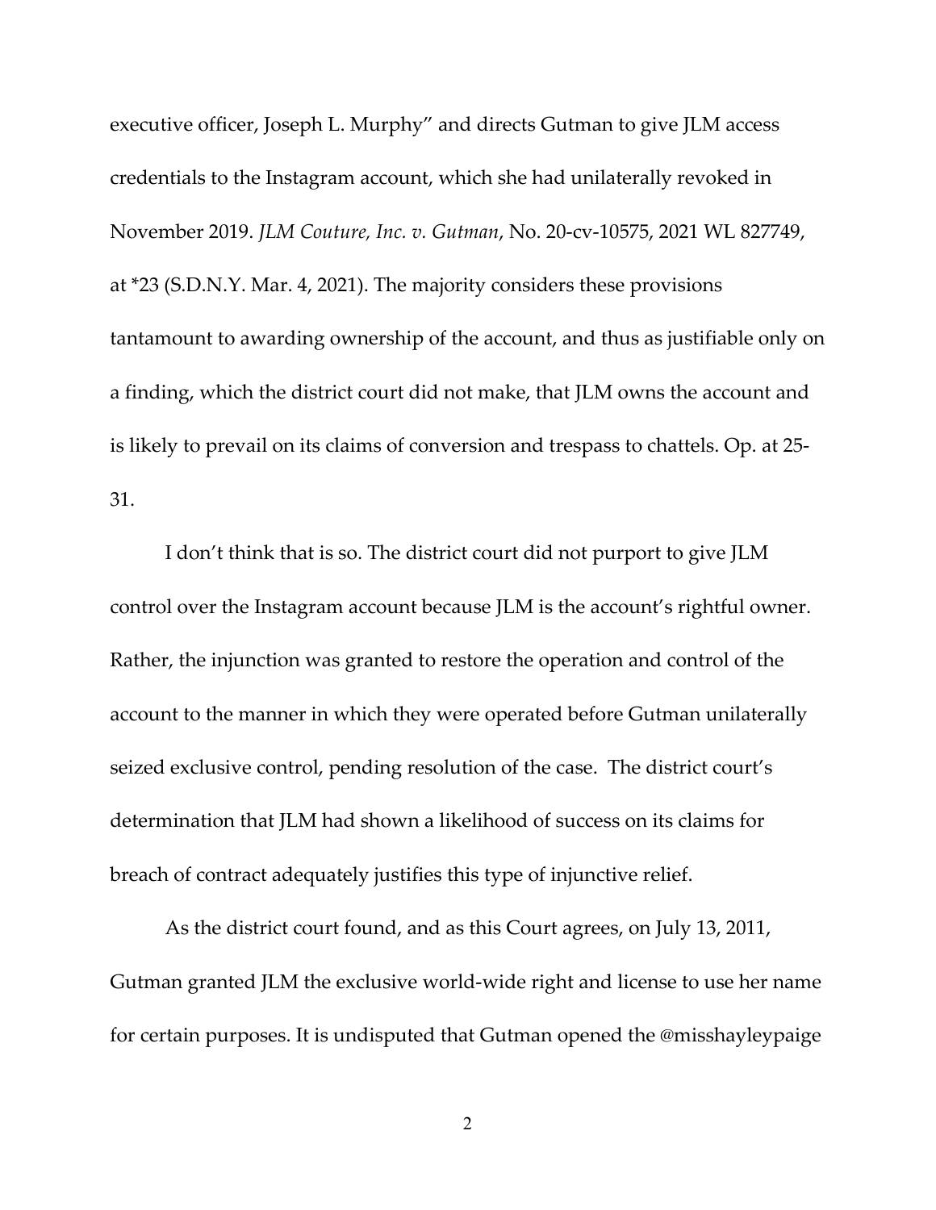executive officer, Joseph L. Murphy" and directs Gutman to give JLM access credentials to the Instagram account, which she had unilaterally revoked in November 2019. *JLM Couture, Inc. v. Gutman*, No. 20-cv-10575, 2021 WL 827749, at *23 (S.D.N.Y. Mar. 4, 2021). The majority considers these provisions tantamount to awarding ownership of the account, and thus as justifiable only on a finding, which the district court did not make, that JLM owns the account and is likely to prevail on its claims of conversion and trespass to chattels. Op. at 25-31.

I don't think that is so. The district court did not purport to give JLM control over the Instagram account because JLM is the account's rightful owner. Rather, the injunction was granted to restore the operation and control of the account to the manner in which they were operated before Gutman unilaterally seized exclusive control, pending resolution of the case. The district court's determination that JLM had shown a likelihood of success on its claims for breach of contract adequately justifies this type of injunctive relief.

As the district court found, and as this Court agrees, on July 13, 2011, Gutman granted JLM the exclusive world-wide right and license to use her name for certain purposes. It is undisputed that Gutman opened the @misshayleypaige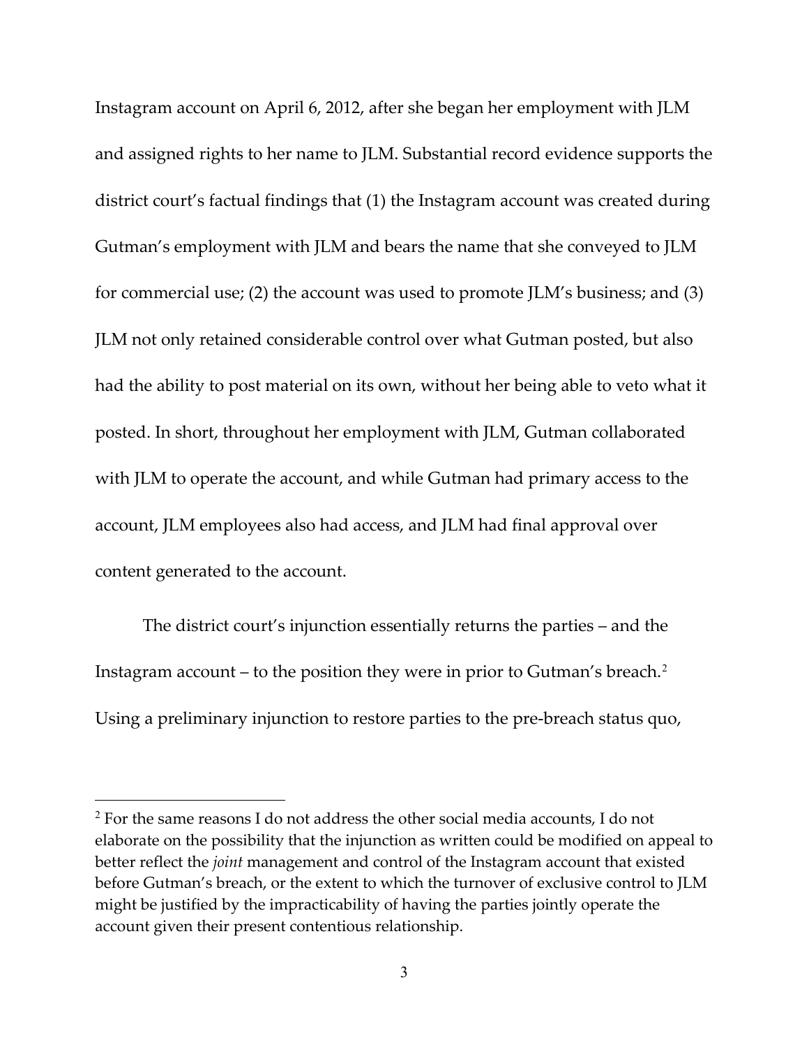Instagram account on April 6, 2012, after she began her employment with JLM and assigned rights to her name to JLM. Substantial record evidence supports the district court's factual findings that (1) the Instagram account was created during Gutman's employment with JLM and bears the name that she conveyed to JLM for commercial use; (2) the account was used to promote JLM's business; and (3) JLM not only retained considerable control over what Gutman posted, but also had the ability to post material on its own, without her being able to veto what it posted. In short, throughout her employment with JLM, Gutman collaborated with JLM to operate the account, and while Gutman had primary access to the account, JLM employees also had access, and JLM had final approval over content generated to the account.

The district court's injunction essentially returns the parties – and the Instagram account – to the position they were in prior to Gutman's breach.[2] Using a preliminary injunction to restore parties to the pre-breach status quo,

[2] For the same reasons I do not address the other social media accounts, I do not elaborate on the possibility that the injunction as written could be modified on appeal to better reflect the *joint* management and control of the Instagram account that existed before Gutman's breach, or the extent to which the turnover of exclusive control to JLM might be justified by the impracticability of having the parties jointly operate the account given their present contentious relationship.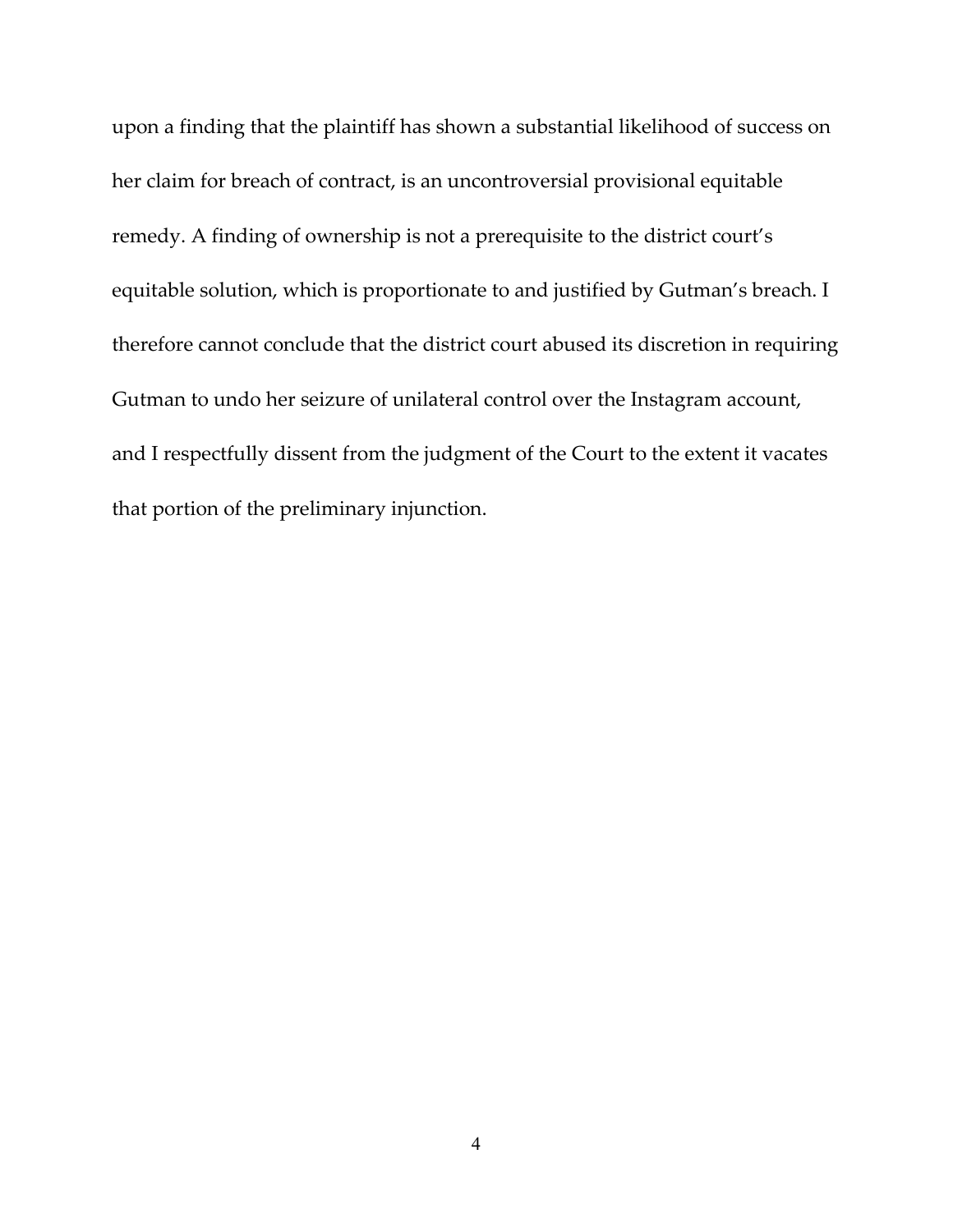upon a finding that the plaintiff has shown a substantial likelihood of success on her claim for breach of contract, is an uncontroversial provisional equitable remedy. A finding of ownership is not a prerequisite to the district court's equitable solution, which is proportionate to and justified by Gutman's breach. I therefore cannot conclude that the district court abused its discretion in requiring Gutman to undo her seizure of unilateral control over the Instagram account, and I respectfully dissent from the judgment of the Court to the extent it vacates that portion of the preliminary injunction.